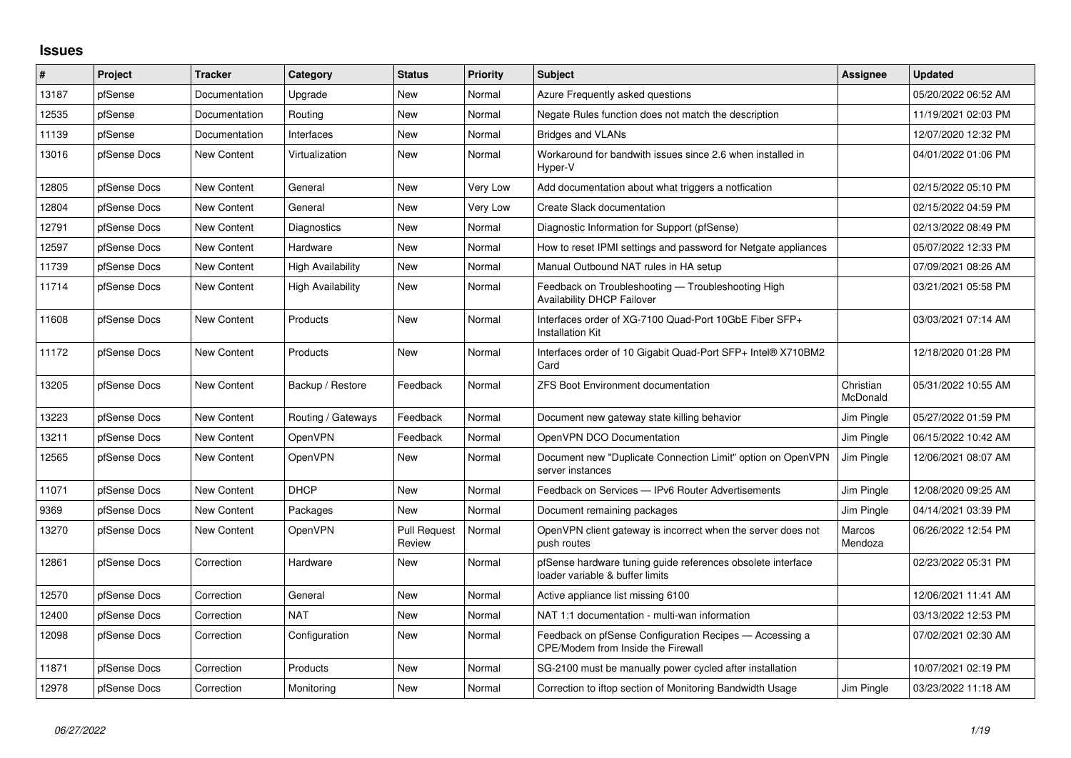## Issues

| # | Project | Tracker | Category | Status | Priority | Subject | Assignee | Updated |
|---|---|---|---|---|---|---|---|---|
| 13187 | pfSense | Documentation | Upgrade | New | Normal | Azure Frequently asked questions | | 05/20/2022 06:52 AM |
| 12535 | pfSense | Documentation | Routing | New | Normal | Negate Rules function does not match the description | | 11/19/2021 02:03 PM |
| 11139 | pfSense | Documentation | Interfaces | New | Normal | Bridges and VLANs | | 12/07/2020 12:32 PM |
| 13016 | pfSense Docs | New Content | Virtualization | New | Normal | Workaround for bandwith issues since 2.6 when installed in Hyper-V | | 04/01/2022 01:06 PM |
| 12805 | pfSense Docs | New Content | General | New | Very Low | Add documentation about what triggers a notfication | | 02/15/2022 05:10 PM |
| 12804 | pfSense Docs | New Content | General | New | Very Low | Create Slack documentation | | 02/15/2022 04:59 PM |
| 12791 | pfSense Docs | New Content | Diagnostics | New | Normal | Diagnostic Information for Support (pfSense) | | 02/13/2022 08:49 PM |
| 12597 | pfSense Docs | New Content | Hardware | New | Normal | How to reset IPMI settings and password for Netgate appliances | | 05/07/2022 12:33 PM |
| 11739 | pfSense Docs | New Content | High Availability | New | Normal | Manual Outbound NAT rules in HA setup | | 07/09/2021 08:26 AM |
| 11714 | pfSense Docs | New Content | High Availability | New | Normal | Feedback on Troubleshooting — Troubleshooting High Availability DHCP Failover | | 03/21/2021 05:58 PM |
| 11608 | pfSense Docs | New Content | Products | New | Normal | Interfaces order of XG-7100 Quad-Port 10GbE Fiber SFP+ Installation Kit | | 03/03/2021 07:14 AM |
| 11172 | pfSense Docs | New Content | Products | New | Normal | Interfaces order of 10 Gigabit Quad-Port SFP+ Intel® X710BM2 Card | | 12/18/2020 01:28 PM |
| 13205 | pfSense Docs | New Content | Backup / Restore | Feedback | Normal | ZFS Boot Environment documentation | Christian McDonald | 05/31/2022 10:55 AM |
| 13223 | pfSense Docs | New Content | Routing / Gateways | Feedback | Normal | Document new gateway state killing behavior | Jim Pingle | 05/27/2022 01:59 PM |
| 13211 | pfSense Docs | New Content | OpenVPN | Feedback | Normal | OpenVPN DCO Documentation | Jim Pingle | 06/15/2022 10:42 AM |
| 12565 | pfSense Docs | New Content | OpenVPN | New | Normal | Document new "Duplicate Connection Limit" option on OpenVPN server instances | Jim Pingle | 12/06/2021 08:07 AM |
| 11071 | pfSense Docs | New Content | DHCP | New | Normal | Feedback on Services — IPv6 Router Advertisements | Jim Pingle | 12/08/2020 09:25 AM |
| 9369 | pfSense Docs | New Content | Packages | New | Normal | Document remaining packages | Jim Pingle | 04/14/2021 03:39 PM |
| 13270 | pfSense Docs | New Content | OpenVPN | Pull Request Review | Normal | OpenVPN client gateway is incorrect when the server does not push routes | Marcos Mendoza | 06/26/2022 12:54 PM |
| 12861 | pfSense Docs | Correction | Hardware | New | Normal | pfSense hardware tuning guide references obsolete interface loader variable & buffer limits | | 02/23/2022 05:31 PM |
| 12570 | pfSense Docs | Correction | General | New | Normal | Active appliance list missing 6100 | | 12/06/2021 11:41 AM |
| 12400 | pfSense Docs | Correction | NAT | New | Normal | NAT 1:1 documentation - multi-wan information | | 03/13/2022 12:53 PM |
| 12098 | pfSense Docs | Correction | Configuration | New | Normal | Feedback on pfSense Configuration Recipes — Accessing a CPE/Modem from Inside the Firewall | | 07/02/2021 02:30 AM |
| 11871 | pfSense Docs | Correction | Products | New | Normal | SG-2100 must be manually power cycled after installation | | 10/07/2021 02:19 PM |
| 12978 | pfSense Docs | Correction | Monitoring | New | Normal | Correction to iftop section of Monitoring Bandwidth Usage | Jim Pingle | 03/23/2022 11:18 AM |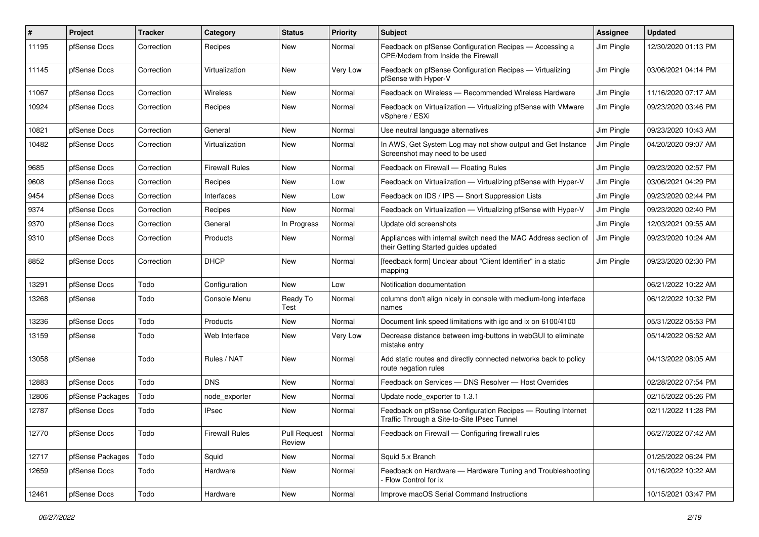| # | Project | Tracker | Category | Status | Priority | Subject | Assignee | Updated |
|---|---|---|---|---|---|---|---|---|
| 11195 | pfSense Docs | Correction | Recipes | New | Normal | Feedback on pfSense Configuration Recipes — Accessing a CPE/Modem from Inside the Firewall | Jim Pingle | 12/30/2020 01:13 PM |
| 11145 | pfSense Docs | Correction | Virtualization | New | Very Low | Feedback on pfSense Configuration Recipes — Virtualizing pfSense with Hyper-V | Jim Pingle | 03/06/2021 04:14 PM |
| 11067 | pfSense Docs | Correction | Wireless | New | Normal | Feedback on Wireless — Recommended Wireless Hardware | Jim Pingle | 11/16/2020 07:17 AM |
| 10924 | pfSense Docs | Correction | Recipes | New | Normal | Feedback on Virtualization — Virtualizing pfSense with VMware vSphere / ESXi | Jim Pingle | 09/23/2020 03:46 PM |
| 10821 | pfSense Docs | Correction | General | New | Normal | Use neutral language alternatives | Jim Pingle | 09/23/2020 10:43 AM |
| 10482 | pfSense Docs | Correction | Virtualization | New | Normal | In AWS, Get System Log may not show output and Get Instance Screenshot may need to be used | Jim Pingle | 04/20/2020 09:07 AM |
| 9685 | pfSense Docs | Correction | Firewall Rules | New | Normal | Feedback on Firewall — Floating Rules | Jim Pingle | 09/23/2020 02:57 PM |
| 9608 | pfSense Docs | Correction | Recipes | New | Low | Feedback on Virtualization — Virtualizing pfSense with Hyper-V | Jim Pingle | 03/06/2021 04:29 PM |
| 9454 | pfSense Docs | Correction | Interfaces | New | Low | Feedback on IDS / IPS — Snort Suppression Lists | Jim Pingle | 09/23/2020 02:44 PM |
| 9374 | pfSense Docs | Correction | Recipes | New | Normal | Feedback on Virtualization — Virtualizing pfSense with Hyper-V | Jim Pingle | 09/23/2020 02:40 PM |
| 9370 | pfSense Docs | Correction | General | In Progress | Normal | Update old screenshots | Jim Pingle | 12/03/2021 09:55 AM |
| 9310 | pfSense Docs | Correction | Products | New | Normal | Appliances with internal switch need the MAC Address section of their Getting Started guides updated | Jim Pingle | 09/23/2020 10:24 AM |
| 8852 | pfSense Docs | Correction | DHCP | New | Normal | [feedback form] Unclear about "Client Identifier" in a static mapping | Jim Pingle | 09/23/2020 02:30 PM |
| 13291 | pfSense Docs | Todo | Configuration | New | Low | Notification documentation | | 06/21/2022 10:22 AM |
| 13268 | pfSense | Todo | Console Menu | Ready To Test | Normal | columns don't align nicely in console with medium-long interface names | | 06/12/2022 10:32 PM |
| 13236 | pfSense Docs | Todo | Products | New | Normal | Document link speed limitations with igc and ix on 6100/4100 | | 05/31/2022 05:53 PM |
| 13159 | pfSense | Todo | Web Interface | New | Very Low | Decrease distance between img-buttons in webGUI to eliminate mistake entry | | 05/14/2022 06:52 AM |
| 13058 | pfSense | Todo | Rules / NAT | New | Normal | Add static routes and directly connected networks back to policy route negation rules | | 04/13/2022 08:05 AM |
| 12883 | pfSense Docs | Todo | DNS | New | Normal | Feedback on Services — DNS Resolver — Host Overrides | | 02/28/2022 07:54 PM |
| 12806 | pfSense Packages | Todo | node_exporter | New | Normal | Update node_exporter to 1.3.1 | | 02/15/2022 05:26 PM |
| 12787 | pfSense Docs | Todo | IPsec | New | Normal | Feedback on pfSense Configuration Recipes — Routing Internet Traffic Through a Site-to-Site IPsec Tunnel | | 02/11/2022 11:28 PM |
| 12770 | pfSense Docs | Todo | Firewall Rules | Pull Request Review | Normal | Feedback on Firewall — Configuring firewall rules | | 06/27/2022 07:42 AM |
| 12717 | pfSense Packages | Todo | Squid | New | Normal | Squid 5.x Branch | | 01/25/2022 06:24 PM |
| 12659 | pfSense Docs | Todo | Hardware | New | Normal | Feedback on Hardware — Hardware Tuning and Troubleshooting - Flow Control for ix | | 01/16/2022 10:22 AM |
| 12461 | pfSense Docs | Todo | Hardware | New | Normal | Improve macOS Serial Command Instructions | | 10/15/2021 03:47 PM |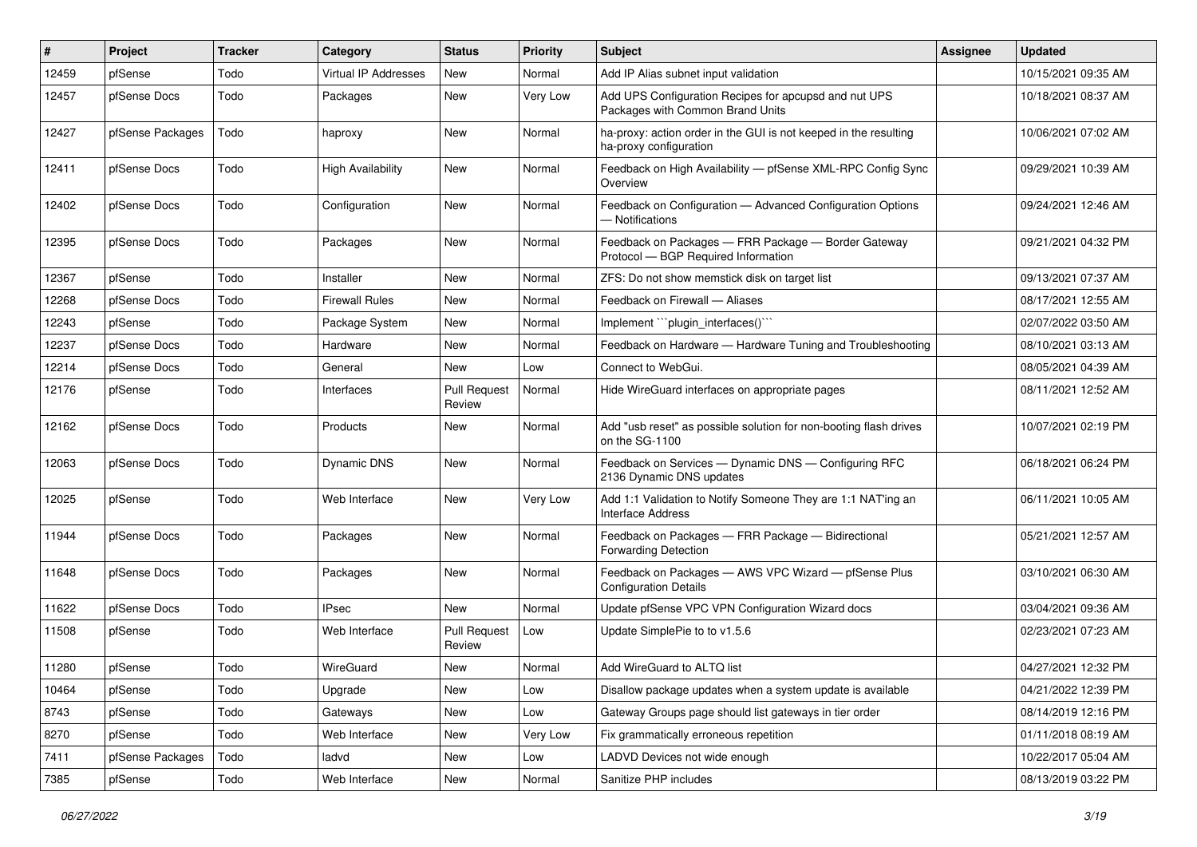| # | Project | Tracker | Category | Status | Priority | Subject | Assignee | Updated |
|---|---|---|---|---|---|---|---|---|
| 12459 | pfSense | Todo | Virtual IP Addresses | New | Normal | Add IP Alias subnet input validation | | 10/15/2021 09:35 AM |
| 12457 | pfSense Docs | Todo | Packages | New | Very Low | Add UPS Configuration Recipes for apcupsd and nut UPS Packages with Common Brand Units | | 10/18/2021 08:37 AM |
| 12427 | pfSense Packages | Todo | haproxy | New | Normal | ha-proxy: action order in the GUI is not keeped in the resulting ha-proxy configuration | | 10/06/2021 07:02 AM |
| 12411 | pfSense Docs | Todo | High Availability | New | Normal | Feedback on High Availability — pfSense XML-RPC Config Sync Overview | | 09/29/2021 10:39 AM |
| 12402 | pfSense Docs | Todo | Configuration | New | Normal | Feedback on Configuration — Advanced Configuration Options — Notifications | | 09/24/2021 12:46 AM |
| 12395 | pfSense Docs | Todo | Packages | New | Normal | Feedback on Packages — FRR Package — Border Gateway Protocol — BGP Required Information | | 09/21/2021 04:32 PM |
| 12367 | pfSense | Todo | Installer | New | Normal | ZFS: Do not show memstick disk on target list | | 09/13/2021 07:37 AM |
| 12268 | pfSense Docs | Todo | Firewall Rules | New | Normal | Feedback on Firewall — Aliases | | 08/17/2021 12:55 AM |
| 12243 | pfSense | Todo | Package System | New | Normal | Implement ```plugin_interfaces()``` | | 02/07/2022 03:50 AM |
| 12237 | pfSense Docs | Todo | Hardware | New | Normal | Feedback on Hardware — Hardware Tuning and Troubleshooting | | 08/10/2021 03:13 AM |
| 12214 | pfSense Docs | Todo | General | New | Low | Connect to WebGui. | | 08/05/2021 04:39 AM |
| 12176 | pfSense | Todo | Interfaces | Pull Request Review | Normal | Hide WireGuard interfaces on appropriate pages | | 08/11/2021 12:52 AM |
| 12162 | pfSense Docs | Todo | Products | New | Normal | Add "usb reset" as possible solution for non-booting flash drives on the SG-1100 | | 10/07/2021 02:19 PM |
| 12063 | pfSense Docs | Todo | Dynamic DNS | New | Normal | Feedback on Services — Dynamic DNS — Configuring RFC 2136 Dynamic DNS updates | | 06/18/2021 06:24 PM |
| 12025 | pfSense | Todo | Web Interface | New | Very Low | Add 1:1 Validation to Notify Someone They are 1:1 NAT'ing an Interface Address | | 06/11/2021 10:05 AM |
| 11944 | pfSense Docs | Todo | Packages | New | Normal | Feedback on Packages — FRR Package — Bidirectional Forwarding Detection | | 05/21/2021 12:57 AM |
| 11648 | pfSense Docs | Todo | Packages | New | Normal | Feedback on Packages — AWS VPC Wizard — pfSense Plus Configuration Details | | 03/10/2021 06:30 AM |
| 11622 | pfSense Docs | Todo | IPsec | New | Normal | Update pfSense VPC VPN Configuration Wizard docs | | 03/04/2021 09:36 AM |
| 11508 | pfSense | Todo | Web Interface | Pull Request Review | Low | Update SimplePie to to v1.5.6 | | 02/23/2021 07:23 AM |
| 11280 | pfSense | Todo | WireGuard | New | Normal | Add WireGuard to ALTQ list | | 04/27/2021 12:32 PM |
| 10464 | pfSense | Todo | Upgrade | New | Low | Disallow package updates when a system update is available | | 04/21/2022 12:39 PM |
| 8743 | pfSense | Todo | Gateways | New | Low | Gateway Groups page should list gateways in tier order | | 08/14/2019 12:16 PM |
| 8270 | pfSense | Todo | Web Interface | New | Very Low | Fix grammatically erroneous repetition | | 01/11/2018 08:19 AM |
| 7411 | pfSense Packages | Todo | ladvd | New | Low | LADVD Devices not wide enough | | 10/22/2017 05:04 AM |
| 7385 | pfSense | Todo | Web Interface | New | Normal | Sanitize PHP includes | | 08/13/2019 03:22 PM |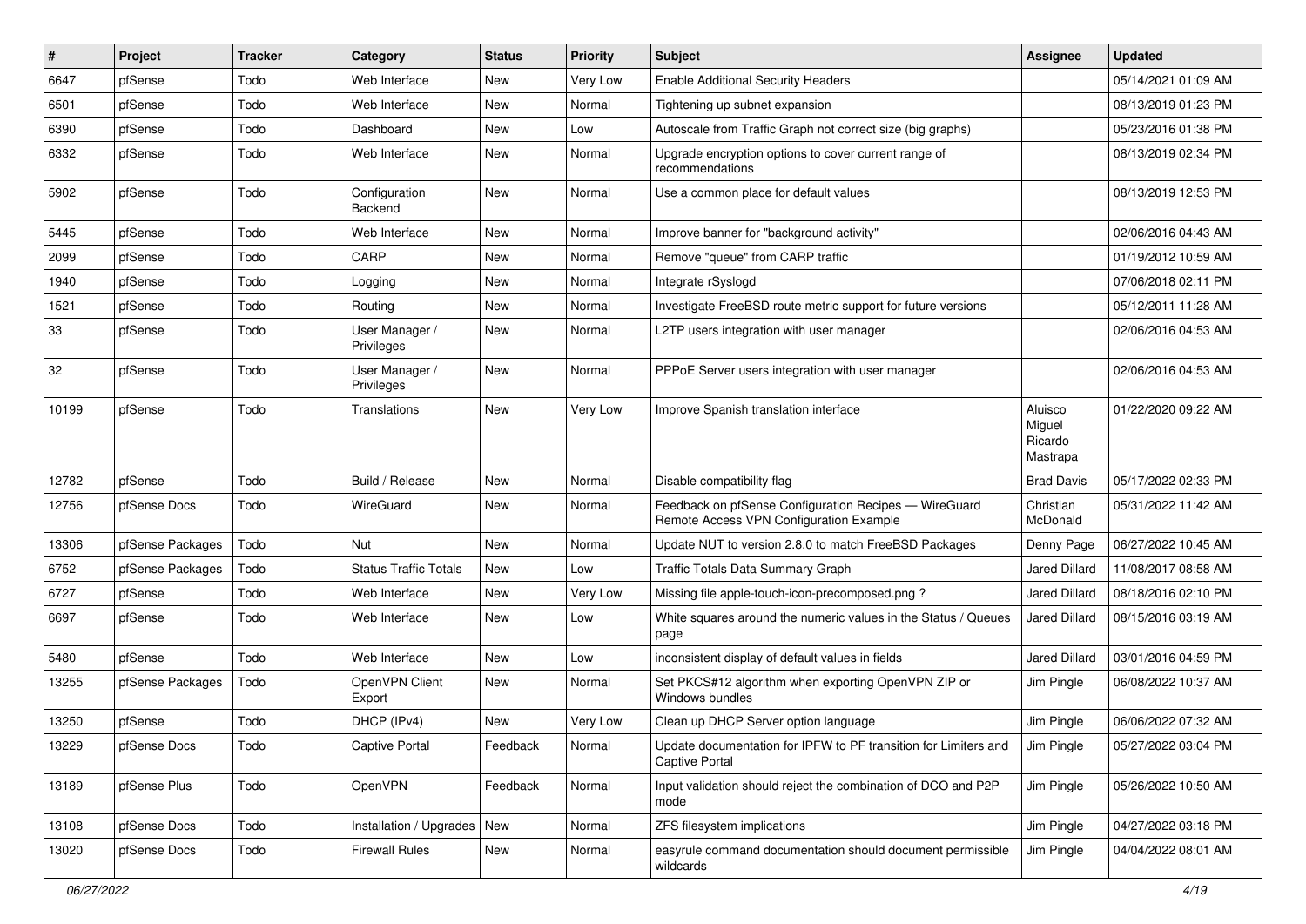| # | Project | Tracker | Category | Status | Priority | Subject | Assignee | Updated |
|---|---|---|---|---|---|---|---|---|
| 6647 | pfSense | Todo | Web Interface | New | Very Low | Enable Additional Security Headers | | 05/14/2021 01:09 AM |
| 6501 | pfSense | Todo | Web Interface | New | Normal | Tightening up subnet expansion | | 08/13/2019 01:23 PM |
| 6390 | pfSense | Todo | Dashboard | New | Low | Autoscale from Traffic Graph not correct size (big graphs) | | 05/23/2016 01:38 PM |
| 6332 | pfSense | Todo | Web Interface | New | Normal | Upgrade encryption options to cover current range of recommendations | | 08/13/2019 02:34 PM |
| 5902 | pfSense | Todo | Configuration Backend | New | Normal | Use a common place for default values | | 08/13/2019 12:53 PM |
| 5445 | pfSense | Todo | Web Interface | New | Normal | Improve banner for "background activity" | | 02/06/2016 04:43 AM |
| 2099 | pfSense | Todo | CARP | New | Normal | Remove "queue" from CARP traffic | | 01/19/2012 10:59 AM |
| 1940 | pfSense | Todo | Logging | New | Normal | Integrate rSyslogd | | 07/06/2018 02:11 PM |
| 1521 | pfSense | Todo | Routing | New | Normal | Investigate FreeBSD route metric support for future versions | | 05/12/2011 11:28 AM |
| 33 | pfSense | Todo | User Manager / Privileges | New | Normal | L2TP users integration with user manager | | 02/06/2016 04:53 AM |
| 32 | pfSense | Todo | User Manager / Privileges | New | Normal | PPPoE Server users integration with user manager | | 02/06/2016 04:53 AM |
| 10199 | pfSense | Todo | Translations | New | Very Low | Improve Spanish translation interface | Aluisco Miguel Ricardo Mastrapa | 01/22/2020 09:22 AM |
| 12782 | pfSense | Todo | Build / Release | New | Normal | Disable compatibility flag | Brad Davis | 05/17/2022 02:33 PM |
| 12756 | pfSense Docs | Todo | WireGuard | New | Normal | Feedback on pfSense Configuration Recipes — WireGuard Remote Access VPN Configuration Example | Christian McDonald | 05/31/2022 11:42 AM |
| 13306 | pfSense Packages | Todo | Nut | New | Normal | Update NUT to version 2.8.0 to match FreeBSD Packages | Denny Page | 06/27/2022 10:45 AM |
| 6752 | pfSense Packages | Todo | Status Traffic Totals | New | Low | Traffic Totals Data Summary Graph | Jared Dillard | 11/08/2017 08:58 AM |
| 6727 | pfSense | Todo | Web Interface | New | Very Low | Missing file apple-touch-icon-precomposed.png ? | Jared Dillard | 08/18/2016 02:10 PM |
| 6697 | pfSense | Todo | Web Interface | New | Low | White squares around the numeric values in the Status / Queues page | Jared Dillard | 08/15/2016 03:19 AM |
| 5480 | pfSense | Todo | Web Interface | New | Low | inconsistent display of default values in fields | Jared Dillard | 03/01/2016 04:59 PM |
| 13255 | pfSense Packages | Todo | OpenVPN Client Export | New | Normal | Set PKCS#12 algorithm when exporting OpenVPN ZIP or Windows bundles | Jim Pingle | 06/08/2022 10:37 AM |
| 13250 | pfSense | Todo | DHCP (IPv4) | New | Very Low | Clean up DHCP Server option language | Jim Pingle | 06/06/2022 07:32 AM |
| 13229 | pfSense Docs | Todo | Captive Portal | Feedback | Normal | Update documentation for IPFW to PF transition for Limiters and Captive Portal | Jim Pingle | 05/27/2022 03:04 PM |
| 13189 | pfSense Plus | Todo | OpenVPN | Feedback | Normal | Input validation should reject the combination of DCO and P2P mode | Jim Pingle | 05/26/2022 10:50 AM |
| 13108 | pfSense Docs | Todo | Installation / Upgrades | New | Normal | ZFS filesystem implications | Jim Pingle | 04/27/2022 03:18 PM |
| 13020 | pfSense Docs | Todo | Firewall Rules | New | Normal | easyrule command documentation should document permissible wildcards | Jim Pingle | 04/04/2022 08:01 AM |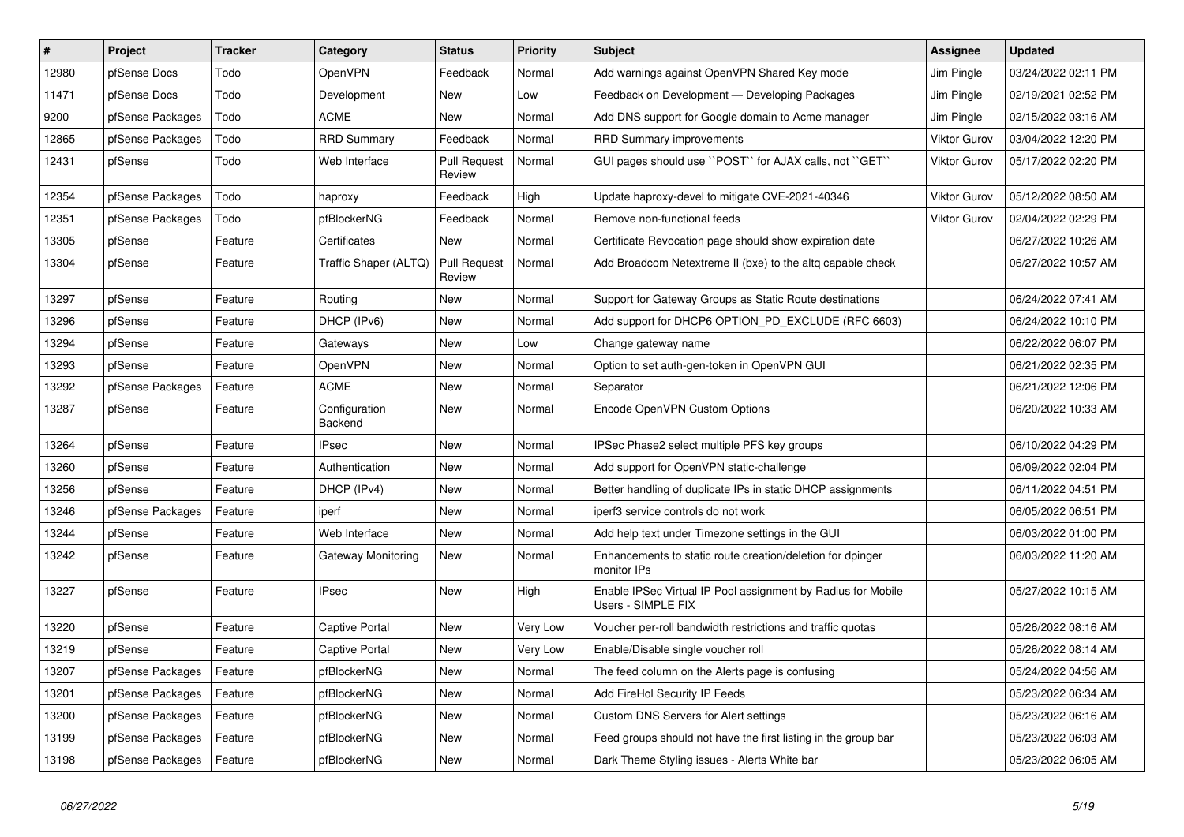| # | Project | Tracker | Category | Status | Priority | Subject | Assignee | Updated |
|---|---|---|---|---|---|---|---|---|
| 12980 | pfSense Docs | Todo | OpenVPN | Feedback | Normal | Add warnings against OpenVPN Shared Key mode | Jim Pingle | 03/24/2022 02:11 PM |
| 11471 | pfSense Docs | Todo | Development | New | Low | Feedback on Development — Developing Packages | Jim Pingle | 02/19/2021 02:52 PM |
| 9200 | pfSense Packages | Todo | ACME | New | Normal | Add DNS support for Google domain to Acme manager | Jim Pingle | 02/15/2022 03:16 AM |
| 12865 | pfSense Packages | Todo | RRD Summary | Feedback | Normal | RRD Summary improvements | Viktor Gurov | 03/04/2022 12:20 PM |
| 12431 | pfSense | Todo | Web Interface | Pull Request Review | Normal | GUI pages should use ``POST`` for AJAX calls, not ``GET`` | Viktor Gurov | 05/17/2022 02:20 PM |
| 12354 | pfSense Packages | Todo | haproxy | Feedback | High | Update haproxy-devel to mitigate CVE-2021-40346 | Viktor Gurov | 05/12/2022 08:50 AM |
| 12351 | pfSense Packages | Todo | pfBlockerNG | Feedback | Normal | Remove non-functional feeds | Viktor Gurov | 02/04/2022 02:29 PM |
| 13305 | pfSense | Feature | Certificates | New | Normal | Certificate Revocation page should show expiration date | | 06/27/2022 10:26 AM |
| 13304 | pfSense | Feature | Traffic Shaper (ALTQ) | Pull Request Review | Normal | Add Broadcom Netextreme II (bxe) to the altq capable check | | 06/27/2022 10:57 AM |
| 13297 | pfSense | Feature | Routing | New | Normal | Support for Gateway Groups as Static Route destinations | | 06/24/2022 07:41 AM |
| 13296 | pfSense | Feature | DHCP (IPv6) | New | Normal | Add support for DHCP6 OPTION_PD_EXCLUDE (RFC 6603) | | 06/24/2022 10:10 PM |
| 13294 | pfSense | Feature | Gateways | New | Low | Change gateway name | | 06/22/2022 06:07 PM |
| 13293 | pfSense | Feature | OpenVPN | New | Normal | Option to set auth-gen-token in OpenVPN GUI | | 06/21/2022 02:35 PM |
| 13292 | pfSense Packages | Feature | ACME | New | Normal | Separator | | 06/21/2022 12:06 PM |
| 13287 | pfSense | Feature | Configuration Backend | New | Normal | Encode OpenVPN Custom Options | | 06/20/2022 10:33 AM |
| 13264 | pfSense | Feature | IPsec | New | Normal | IPSec Phase2 select multiple PFS key groups | | 06/10/2022 04:29 PM |
| 13260 | pfSense | Feature | Authentication | New | Normal | Add support for OpenVPN static-challenge | | 06/09/2022 02:04 PM |
| 13256 | pfSense | Feature | DHCP (IPv4) | New | Normal | Better handling of duplicate IPs in static DHCP assignments | | 06/11/2022 04:51 PM |
| 13246 | pfSense Packages | Feature | iperf | New | Normal | iperf3 service controls do not work | | 06/05/2022 06:51 PM |
| 13244 | pfSense | Feature | Web Interface | New | Normal | Add help text under Timezone settings in the GUI | | 06/03/2022 01:00 PM |
| 13242 | pfSense | Feature | Gateway Monitoring | New | Normal | Enhancements to static route creation/deletion for dpinger monitor IPs | | 06/03/2022 11:20 AM |
| 13227 | pfSense | Feature | IPsec | New | High | Enable IPSec Virtual IP Pool assignment by Radius for Mobile Users - SIMPLE FIX | | 05/27/2022 10:15 AM |
| 13220 | pfSense | Feature | Captive Portal | New | Very Low | Voucher per-roll bandwidth restrictions and traffic quotas | | 05/26/2022 08:16 AM |
| 13219 | pfSense | Feature | Captive Portal | New | Very Low | Enable/Disable single voucher roll | | 05/26/2022 08:14 AM |
| 13207 | pfSense Packages | Feature | pfBlockerNG | New | Normal | The feed column on the Alerts page is confusing | | 05/24/2022 04:56 AM |
| 13201 | pfSense Packages | Feature | pfBlockerNG | New | Normal | Add FireHol Security IP Feeds | | 05/23/2022 06:34 AM |
| 13200 | pfSense Packages | Feature | pfBlockerNG | New | Normal | Custom DNS Servers for Alert settings | | 05/23/2022 06:16 AM |
| 13199 | pfSense Packages | Feature | pfBlockerNG | New | Normal | Feed groups should not have the first listing in the group bar | | 05/23/2022 06:03 AM |
| 13198 | pfSense Packages | Feature | pfBlockerNG | New | Normal | Dark Theme Styling issues - Alerts White bar | | 05/23/2022 06:05 AM |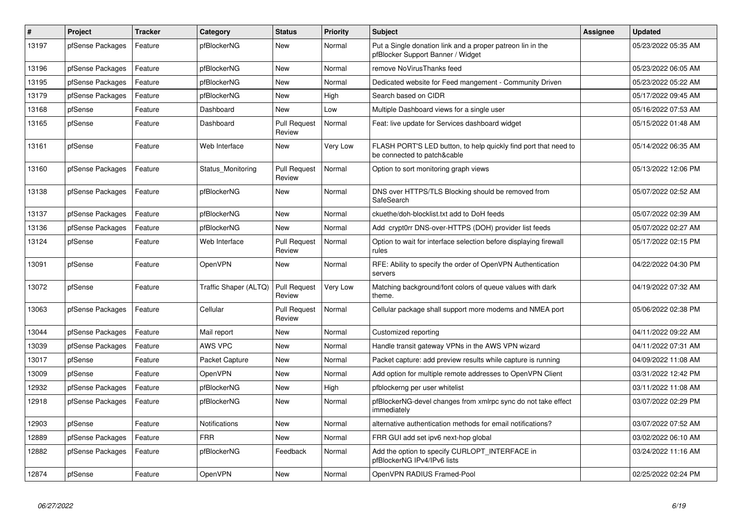| # | Project | Tracker | Category | Status | Priority | Subject | Assignee | Updated |
|---|---|---|---|---|---|---|---|---|
| 13197 | pfSense Packages | Feature | pfBlockerNG | New | Normal | Put a Single donation link and a proper patreon lin in the pfBlocker Support Banner / Widget | | 05/23/2022 05:35 AM |
| 13196 | pfSense Packages | Feature | pfBlockerNG | New | Normal | remove NoVirusThanks feed | | 05/23/2022 06:05 AM |
| 13195 | pfSense Packages | Feature | pfBlockerNG | New | Normal | Dedicated website for Feed mangement - Community Driven | | 05/23/2022 05:22 AM |
| 13179 | pfSense Packages | Feature | pfBlockerNG | New | High | Search based on CIDR | | 05/17/2022 09:45 AM |
| 13168 | pfSense | Feature | Dashboard | New | Low | Multiple Dashboard views for a single user | | 05/16/2022 07:53 AM |
| 13165 | pfSense | Feature | Dashboard | Pull Request Review | Normal | Feat: live update for Services dashboard widget | | 05/15/2022 01:48 AM |
| 13161 | pfSense | Feature | Web Interface | New | Very Low | FLASH PORT'S LED button, to help quickly find port that need to be connected to patch&cable | | 05/14/2022 06:35 AM |
| 13160 | pfSense Packages | Feature | Status_Monitoring | Pull Request Review | Normal | Option to sort monitoring graph views | | 05/13/2022 12:06 PM |
| 13138 | pfSense Packages | Feature | pfBlockerNG | New | Normal | DNS over HTTPS/TLS Blocking should be removed from SafeSearch | | 05/07/2022 02:52 AM |
| 13137 | pfSense Packages | Feature | pfBlockerNG | New | Normal | ckuethe/doh-blocklist.txt add to DoH feeds | | 05/07/2022 02:39 AM |
| 13136 | pfSense Packages | Feature | pfBlockerNG | New | Normal | Add crypt0rr DNS-over-HTTPS (DOH) provider list feeds | | 05/07/2022 02:27 AM |
| 13124 | pfSense | Feature | Web Interface | Pull Request Review | Normal | Option to wait for interface selection before displaying firewall rules | | 05/17/2022 02:15 PM |
| 13091 | pfSense | Feature | OpenVPN | New | Normal | RFE: Ability to specify the order of OpenVPN Authentication servers | | 04/22/2022 04:30 PM |
| 13072 | pfSense | Feature | Traffic Shaper (ALTQ) | Pull Request Review | Very Low | Matching background/font colors of queue values with dark theme. | | 04/19/2022 07:32 AM |
| 13063 | pfSense Packages | Feature | Cellular | Pull Request Review | Normal | Cellular package shall support more modems and NMEA port | | 05/06/2022 02:38 PM |
| 13044 | pfSense Packages | Feature | Mail report | New | Normal | Customized reporting | | 04/11/2022 09:22 AM |
| 13039 | pfSense Packages | Feature | AWS VPC | New | Normal | Handle transit gateway VPNs in the AWS VPN wizard | | 04/11/2022 07:31 AM |
| 13017 | pfSense | Feature | Packet Capture | New | Normal | Packet capture: add preview results while capture is running | | 04/09/2022 11:08 AM |
| 13009 | pfSense | Feature | OpenVPN | New | Normal | Add option for multiple remote addresses to OpenVPN Client | | 03/31/2022 12:42 PM |
| 12932 | pfSense Packages | Feature | pfBlockerNG | New | High | pfblockerng per user whitelist | | 03/11/2022 11:08 AM |
| 12918 | pfSense Packages | Feature | pfBlockerNG | New | Normal | pfBlockerNG-devel changes from xmlrpc sync do not take effect immediately | | 03/07/2022 02:29 PM |
| 12903 | pfSense | Feature | Notifications | New | Normal | alternative authentication methods for email notifications? | | 03/07/2022 07:52 AM |
| 12889 | pfSense Packages | Feature | FRR | New | Normal | FRR GUI add set ipv6 next-hop global | | 03/02/2022 06:10 AM |
| 12882 | pfSense Packages | Feature | pfBlockerNG | Feedback | Normal | Add the option to specify CURLOPT_INTERFACE in pfBlockerNG IPv4/IPv6 lists | | 03/24/2022 11:16 AM |
| 12874 | pfSense | Feature | OpenVPN | New | Normal | OpenVPN RADIUS Framed-Pool | | 02/25/2022 02:24 PM |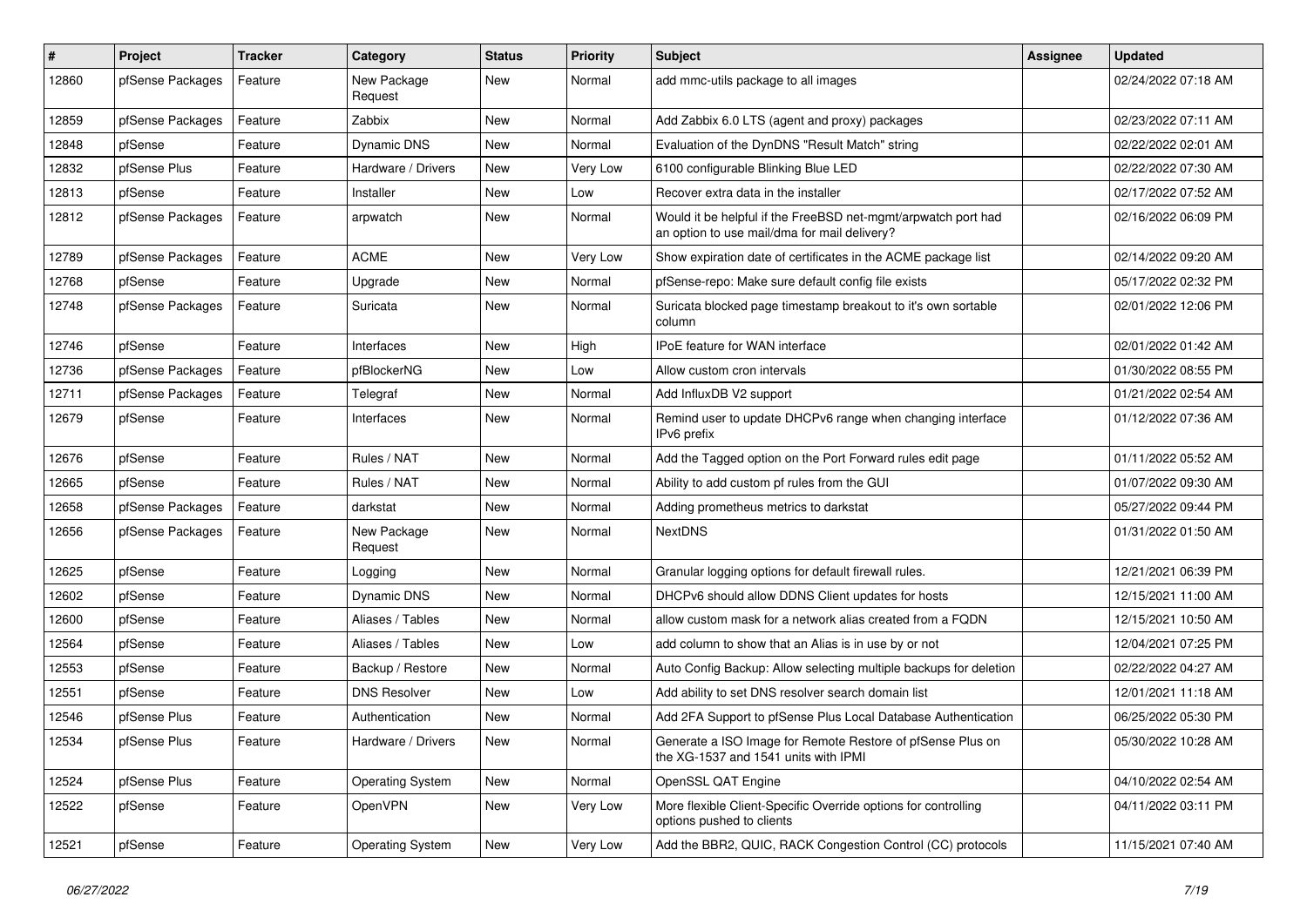| # | Project | Tracker | Category | Status | Priority | Subject | Assignee | Updated |
|---|---|---|---|---|---|---|---|---|
| 12860 | pfSense Packages | Feature | New Package Request | New | Normal | add mmc-utils package to all images | | 02/24/2022 07:18 AM |
| 12859 | pfSense Packages | Feature | Zabbix | New | Normal | Add Zabbix 6.0 LTS (agent and proxy) packages | | 02/23/2022 07:11 AM |
| 12848 | pfSense | Feature | Dynamic DNS | New | Normal | Evaluation of the DynDNS "Result Match" string | | 02/22/2022 02:01 AM |
| 12832 | pfSense Plus | Feature | Hardware / Drivers | New | Very Low | 6100 configurable Blinking Blue LED | | 02/22/2022 07:30 AM |
| 12813 | pfSense | Feature | Installer | New | Low | Recover extra data in the installer | | 02/17/2022 07:52 AM |
| 12812 | pfSense Packages | Feature | arpwatch | New | Normal | Would it be helpful if the FreeBSD net-mgmt/arpwatch port had an option to use mail/dma for mail delivery? | | 02/16/2022 06:09 PM |
| 12789 | pfSense Packages | Feature | ACME | New | Very Low | Show expiration date of certificates in the ACME package list | | 02/14/2022 09:20 AM |
| 12768 | pfSense | Feature | Upgrade | New | Normal | pfSense-repo: Make sure default config file exists | | 05/17/2022 02:32 PM |
| 12748 | pfSense Packages | Feature | Suricata | New | Normal | Suricata blocked page timestamp breakout to it's own sortable column | | 02/01/2022 12:06 PM |
| 12746 | pfSense | Feature | Interfaces | New | High | IPoE feature for WAN interface | | 02/01/2022 01:42 AM |
| 12736 | pfSense Packages | Feature | pfBlockerNG | New | Low | Allow custom cron intervals | | 01/30/2022 08:55 PM |
| 12711 | pfSense Packages | Feature | Telegraf | New | Normal | Add InfluxDB V2 support | | 01/21/2022 02:54 AM |
| 12679 | pfSense | Feature | Interfaces | New | Normal | Remind user to update DHCPv6 range when changing interface IPv6 prefix | | 01/12/2022 07:36 AM |
| 12676 | pfSense | Feature | Rules / NAT | New | Normal | Add the Tagged option on the Port Forward rules edit page | | 01/11/2022 05:52 AM |
| 12665 | pfSense | Feature | Rules / NAT | New | Normal | Ability to add custom pf rules from the GUI | | 01/07/2022 09:30 AM |
| 12658 | pfSense Packages | Feature | darkstat | New | Normal | Adding prometheus metrics to darkstat | | 05/27/2022 09:44 PM |
| 12656 | pfSense Packages | Feature | New Package Request | New | Normal | NextDNS | | 01/31/2022 01:50 AM |
| 12625 | pfSense | Feature | Logging | New | Normal | Granular logging options for default firewall rules. | | 12/21/2021 06:39 PM |
| 12602 | pfSense | Feature | Dynamic DNS | New | Normal | DHCPv6 should allow DDNS Client updates for hosts | | 12/15/2021 11:00 AM |
| 12600 | pfSense | Feature | Aliases / Tables | New | Normal | allow custom mask for a network alias created from a FQDN | | 12/15/2021 10:50 AM |
| 12564 | pfSense | Feature | Aliases / Tables | New | Low | add column to show that an Alias is in use by or not | | 12/04/2021 07:25 PM |
| 12553 | pfSense | Feature | Backup / Restore | New | Normal | Auto Config Backup: Allow selecting multiple backups for deletion | | 02/22/2022 04:27 AM |
| 12551 | pfSense | Feature | DNS Resolver | New | Low | Add ability to set DNS resolver search domain list | | 12/01/2021 11:18 AM |
| 12546 | pfSense Plus | Feature | Authentication | New | Normal | Add 2FA Support to pfSense Plus Local Database Authentication | | 06/25/2022 05:30 PM |
| 12534 | pfSense Plus | Feature | Hardware / Drivers | New | Normal | Generate a ISO Image for Remote Restore of pfSense Plus on the XG-1537 and 1541 units with IPMI | | 05/30/2022 10:28 AM |
| 12524 | pfSense Plus | Feature | Operating System | New | Normal | OpenSSL QAT Engine | | 04/10/2022 02:54 AM |
| 12522 | pfSense | Feature | OpenVPN | New | Very Low | More flexible Client-Specific Override options for controlling options pushed to clients | | 04/11/2022 03:11 PM |
| 12521 | pfSense | Feature | Operating System | New | Very Low | Add the BBR2, QUIC, RACK Congestion Control (CC) protocols | | 11/15/2021 07:40 AM |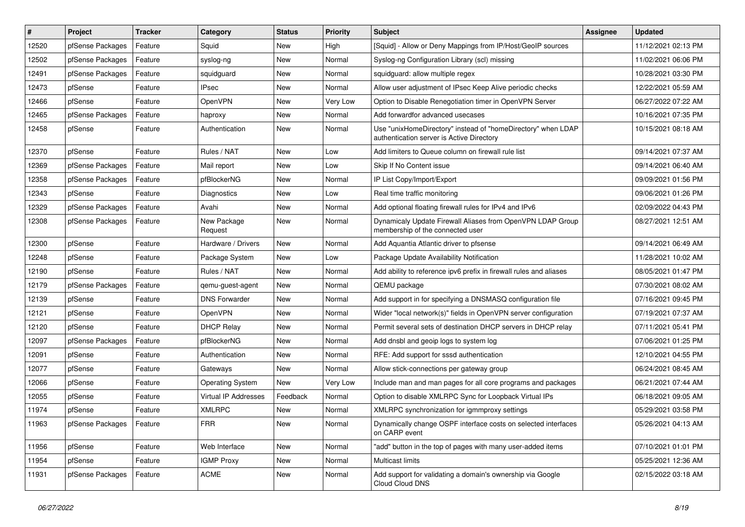| # | Project | Tracker | Category | Status | Priority | Subject | Assignee | Updated |
|---|---|---|---|---|---|---|---|---|
| 12520 | pfSense Packages | Feature | Squid | New | High | [Squid] - Allow or Deny Mappings from IP/Host/GeoIP sources | | 11/12/2021 02:13 PM |
| 12502 | pfSense Packages | Feature | syslog-ng | New | Normal | Syslog-ng Configuration Library (scl) missing | | 11/02/2021 06:06 PM |
| 12491 | pfSense Packages | Feature | squidguard | New | Normal | squidguard: allow multiple regex | | 10/28/2021 03:30 PM |
| 12473 | pfSense | Feature | IPsec | New | Normal | Allow user adjustment of IPsec Keep Alive periodic checks | | 12/22/2021 05:59 AM |
| 12466 | pfSense | Feature | OpenVPN | New | Very Low | Option to Disable Renegotiation timer in OpenVPN Server | | 06/27/2022 07:22 AM |
| 12465 | pfSense Packages | Feature | haproxy | New | Normal | Add forwardfor advanced usecases | | 10/16/2021 07:35 PM |
| 12458 | pfSense | Feature | Authentication | New | Normal | Use "unixHomeDirectory" instead of "homeDirectory" when LDAP authentication server is Active Directory | | 10/15/2021 08:18 AM |
| 12370 | pfSense | Feature | Rules / NAT | New | Low | Add limiters to Queue column on firewall rule list | | 09/14/2021 07:37 AM |
| 12369 | pfSense Packages | Feature | Mail report | New | Low | Skip If No Content issue | | 09/14/2021 06:40 AM |
| 12358 | pfSense Packages | Feature | pfBlockerNG | New | Normal | IP List Copy/Import/Export | | 09/09/2021 01:56 PM |
| 12343 | pfSense | Feature | Diagnostics | New | Low | Real time traffic monitoring | | 09/06/2021 01:26 PM |
| 12329 | pfSense Packages | Feature | Avahi | New | Normal | Add optional floating firewall rules for IPv4 and IPv6 | | 02/09/2022 04:43 PM |
| 12308 | pfSense Packages | Feature | New Package Request | New | Normal | Dynamicaly Update Firewall Aliases from OpenVPN LDAP Group membership of the connected user | | 08/27/2021 12:51 AM |
| 12300 | pfSense | Feature | Hardware / Drivers | New | Normal | Add Aquantia Atlantic driver to pfsense | | 09/14/2021 06:49 AM |
| 12248 | pfSense | Feature | Package System | New | Low | Package Update Availability Notification | | 11/28/2021 10:02 AM |
| 12190 | pfSense | Feature | Rules / NAT | New | Normal | Add ability to reference ipv6 prefix in firewall rules and aliases | | 08/05/2021 01:47 PM |
| 12179 | pfSense Packages | Feature | qemu-guest-agent | New | Normal | QEMU package | | 07/30/2021 08:02 AM |
| 12139 | pfSense | Feature | DNS Forwarder | New | Normal | Add support in for specifying a DNSMASQ configuration file | | 07/16/2021 09:45 PM |
| 12121 | pfSense | Feature | OpenVPN | New | Normal | Wider "local network(s)" fields in OpenVPN server configuration | | 07/19/2021 07:37 AM |
| 12120 | pfSense | Feature | DHCP Relay | New | Normal | Permit several sets of destination DHCP servers in DHCP relay | | 07/11/2021 05:41 PM |
| 12097 | pfSense Packages | Feature | pfBlockerNG | New | Normal | Add dnsbl and geoip logs to system log | | 07/06/2021 01:25 PM |
| 12091 | pfSense | Feature | Authentication | New | Normal | RFE: Add support for sssd authentication | | 12/10/2021 04:55 PM |
| 12077 | pfSense | Feature | Gateways | New | Normal | Allow stick-connections per gateway group | | 06/24/2021 08:45 AM |
| 12066 | pfSense | Feature | Operating System | New | Very Low | Include man and man pages for all core programs and packages | | 06/21/2021 07:44 AM |
| 12055 | pfSense | Feature | Virtual IP Addresses | Feedback | Normal | Option to disable XMLRPC Sync for Loopback Virtual IPs | | 06/18/2021 09:05 AM |
| 11974 | pfSense | Feature | XMLRPC | New | Normal | XMLRPC synchronization for igmmproxy settings | | 05/29/2021 03:58 PM |
| 11963 | pfSense Packages | Feature | FRR | New | Normal | Dynamically change OSPF interface costs on selected interfaces on CARP event | | 05/26/2021 04:13 AM |
| 11956 | pfSense | Feature | Web Interface | New | Normal | "add" button in the top of pages with many user-added items | | 07/10/2021 01:01 PM |
| 11954 | pfSense | Feature | IGMP Proxy | New | Normal | Multicast limits | | 05/25/2021 12:36 AM |
| 11931 | pfSense Packages | Feature | ACME | New | Normal | Add support for validating a domain's ownership via Google Cloud Cloud DNS | | 02/15/2022 03:18 AM |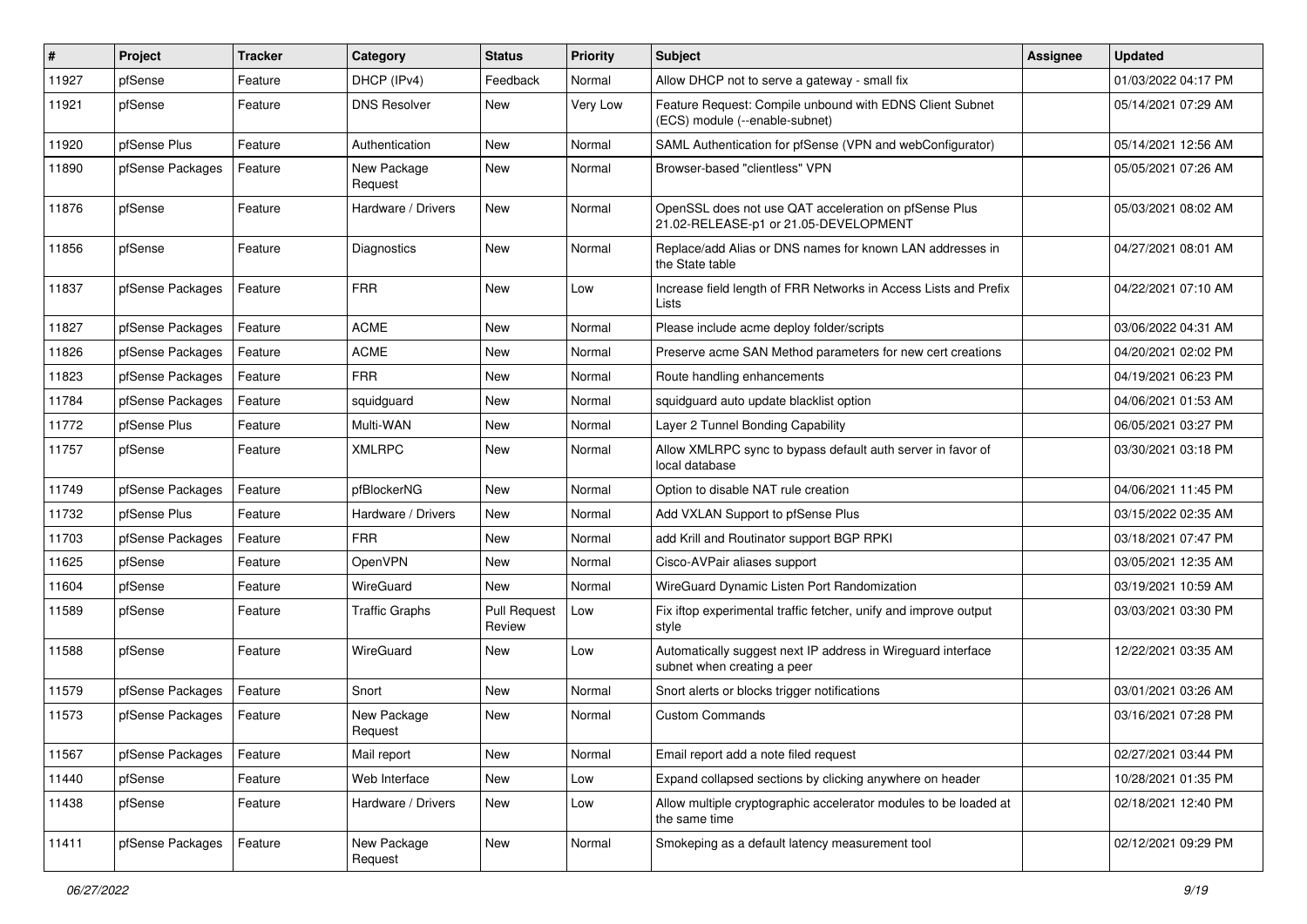| # | Project | Tracker | Category | Status | Priority | Subject | Assignee | Updated |
|---|---|---|---|---|---|---|---|---|
| 11927 | pfSense | Feature | DHCP (IPv4) | Feedback | Normal | Allow DHCP not to serve a gateway - small fix | | 01/03/2022 04:17 PM |
| 11921 | pfSense | Feature | DNS Resolver | New | Very Low | Feature Request: Compile unbound with EDNS Client Subnet (ECS) module (--enable-subnet) | | 05/14/2021 07:29 AM |
| 11920 | pfSense Plus | Feature | Authentication | New | Normal | SAML Authentication for pfSense (VPN and webConfigurator) | | 05/14/2021 12:56 AM |
| 11890 | pfSense Packages | Feature | New Package Request | New | Normal | Browser-based "clientless" VPN | | 05/05/2021 07:26 AM |
| 11876 | pfSense | Feature | Hardware / Drivers | New | Normal | OpenSSL does not use QAT acceleration on pfSense Plus 21.02-RELEASE-p1 or 21.05-DEVELOPMENT | | 05/03/2021 08:02 AM |
| 11856 | pfSense | Feature | Diagnostics | New | Normal | Replace/add Alias or DNS names for known LAN addresses in the State table | | 04/27/2021 08:01 AM |
| 11837 | pfSense Packages | Feature | FRR | New | Low | Increase field length of FRR Networks in Access Lists and Prefix Lists | | 04/22/2021 07:10 AM |
| 11827 | pfSense Packages | Feature | ACME | New | Normal | Please include acme deploy folder/scripts | | 03/06/2022 04:31 AM |
| 11826 | pfSense Packages | Feature | ACME | New | Normal | Preserve acme SAN Method parameters for new cert creations | | 04/20/2021 02:02 PM |
| 11823 | pfSense Packages | Feature | FRR | New | Normal | Route handling enhancements | | 04/19/2021 06:23 PM |
| 11784 | pfSense Packages | Feature | squidguard | New | Normal | squidguard auto update blacklist option | | 04/06/2021 01:53 AM |
| 11772 | pfSense Plus | Feature | Multi-WAN | New | Normal | Layer 2 Tunnel Bonding Capability | | 06/05/2021 03:27 PM |
| 11757 | pfSense | Feature | XMLRPC | New | Normal | Allow XMLRPC sync to bypass default auth server in favor of local database | | 03/30/2021 03:18 PM |
| 11749 | pfSense Packages | Feature | pfBlockerNG | New | Normal | Option to disable NAT rule creation | | 04/06/2021 11:45 PM |
| 11732 | pfSense Plus | Feature | Hardware / Drivers | New | Normal | Add VXLAN Support to pfSense Plus | | 03/15/2022 02:35 AM |
| 11703 | pfSense Packages | Feature | FRR | New | Normal | add Krill and Routinator support BGP RPKI | | 03/18/2021 07:47 PM |
| 11625 | pfSense | Feature | OpenVPN | New | Normal | Cisco-AVPair aliases support | | 03/05/2021 12:35 AM |
| 11604 | pfSense | Feature | WireGuard | New | Normal | WireGuard Dynamic Listen Port Randomization | | 03/19/2021 10:59 AM |
| 11589 | pfSense | Feature | Traffic Graphs | Pull Request Review | Low | Fix iftop experimental traffic fetcher, unify and improve output style | | 03/03/2021 03:30 PM |
| 11588 | pfSense | Feature | WireGuard | New | Low | Automatically suggest next IP address in Wireguard interface subnet when creating a peer | | 12/22/2021 03:35 AM |
| 11579 | pfSense Packages | Feature | Snort | New | Normal | Snort alerts or blocks trigger notifications | | 03/01/2021 03:26 AM |
| 11573 | pfSense Packages | Feature | New Package Request | New | Normal | Custom Commands | | 03/16/2021 07:28 PM |
| 11567 | pfSense Packages | Feature | Mail report | New | Normal | Email report add a note filed request | | 02/27/2021 03:44 PM |
| 11440 | pfSense | Feature | Web Interface | New | Low | Expand collapsed sections by clicking anywhere on header | | 10/28/2021 01:35 PM |
| 11438 | pfSense | Feature | Hardware / Drivers | New | Low | Allow multiple cryptographic accelerator modules to be loaded at the same time | | 02/18/2021 12:40 PM |
| 11411 | pfSense Packages | Feature | New Package Request | New | Normal | Smokeping as a default latency measurement tool | | 02/12/2021 09:29 PM |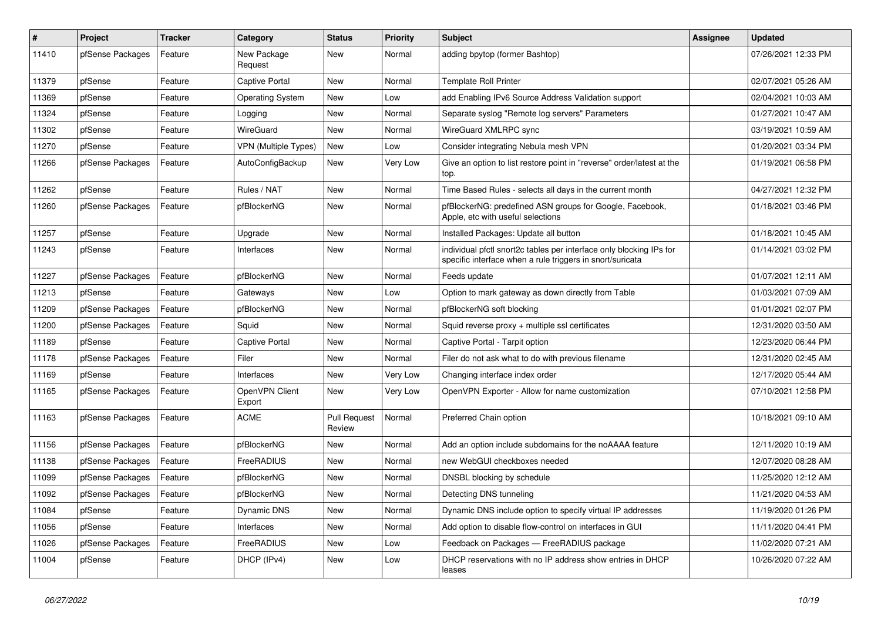| # | Project | Tracker | Category | Status | Priority | Subject | Assignee | Updated |
|---|---|---|---|---|---|---|---|---|
| 11410 | pfSense Packages | Feature | New Package Request | New | Normal | adding bpytop (former Bashtop) | | 07/26/2021 12:33 PM |
| 11379 | pfSense | Feature | Captive Portal | New | Normal | Template Roll Printer | | 02/07/2021 05:26 AM |
| 11369 | pfSense | Feature | Operating System | New | Low | add Enabling IPv6 Source Address Validation support | | 02/04/2021 10:03 AM |
| 11324 | pfSense | Feature | Logging | New | Normal | Separate syslog "Remote log servers" Parameters | | 01/27/2021 10:47 AM |
| 11302 | pfSense | Feature | WireGuard | New | Normal | WireGuard XMLRPC sync | | 03/19/2021 10:59 AM |
| 11270 | pfSense | Feature | VPN (Multiple Types) | New | Low | Consider integrating Nebula mesh VPN | | 01/20/2021 03:34 PM |
| 11266 | pfSense Packages | Feature | AutoConfigBackup | New | Very Low | Give an option to list restore point in "reverse" order/latest at the top. | | 01/19/2021 06:58 PM |
| 11262 | pfSense | Feature | Rules / NAT | New | Normal | Time Based Rules - selects all days in the current month | | 04/27/2021 12:32 PM |
| 11260 | pfSense Packages | Feature | pfBlockerNG | New | Normal | pfBlockerNG: predefined ASN groups for Google, Facebook, Apple, etc with useful selections | | 01/18/2021 03:46 PM |
| 11257 | pfSense | Feature | Upgrade | New | Normal | Installed Packages: Update all button | | 01/18/2021 10:45 AM |
| 11243 | pfSense | Feature | Interfaces | New | Normal | individual pfctl snort2c tables per interface only blocking IPs for specific interface when a rule triggers in snort/suricata | | 01/14/2021 03:02 PM |
| 11227 | pfSense Packages | Feature | pfBlockerNG | New | Normal | Feeds update | | 01/07/2021 12:11 AM |
| 11213 | pfSense | Feature | Gateways | New | Low | Option to mark gateway as down directly from Table | | 01/03/2021 07:09 AM |
| 11209 | pfSense Packages | Feature | pfBlockerNG | New | Normal | pfBlockerNG soft blocking | | 01/01/2021 02:07 PM |
| 11200 | pfSense Packages | Feature | Squid | New | Normal | Squid reverse proxy + multiple ssl certificates | | 12/31/2020 03:50 AM |
| 11189 | pfSense | Feature | Captive Portal | New | Normal | Captive Portal - Tarpit option | | 12/23/2020 06:44 PM |
| 11178 | pfSense Packages | Feature | Filer | New | Normal | Filer do not ask what to do with previous filename | | 12/31/2020 02:45 AM |
| 11169 | pfSense | Feature | Interfaces | New | Very Low | Changing interface index order | | 12/17/2020 05:44 AM |
| 11165 | pfSense Packages | Feature | OpenVPN Client Export | New | Very Low | OpenVPN Exporter - Allow for name customization | | 07/10/2021 12:58 PM |
| 11163 | pfSense Packages | Feature | ACME | Pull Request Review | Normal | Preferred Chain option | | 10/18/2021 09:10 AM |
| 11156 | pfSense Packages | Feature | pfBlockerNG | New | Normal | Add an option include subdomains for the noAAAA feature | | 12/11/2020 10:19 AM |
| 11138 | pfSense Packages | Feature | FreeRADIUS | New | Normal | new WebGUI checkboxes needed | | 12/07/2020 08:28 AM |
| 11099 | pfSense Packages | Feature | pfBlockerNG | New | Normal | DNSBL blocking by schedule | | 11/25/2020 12:12 AM |
| 11092 | pfSense Packages | Feature | pfBlockerNG | New | Normal | Detecting DNS tunneling | | 11/21/2020 04:53 AM |
| 11084 | pfSense | Feature | Dynamic DNS | New | Normal | Dynamic DNS include option to specify virtual IP addresses | | 11/19/2020 01:26 PM |
| 11056 | pfSense | Feature | Interfaces | New | Normal | Add option to disable flow-control on interfaces in GUI | | 11/11/2020 04:41 PM |
| 11026 | pfSense Packages | Feature | FreeRADIUS | New | Low | Feedback on Packages — FreeRADIUS package | | 11/02/2020 07:21 AM |
| 11004 | pfSense | Feature | DHCP (IPv4) | New | Low | DHCP reservations with no IP address show entries in DHCP leases | | 10/26/2020 07:22 AM |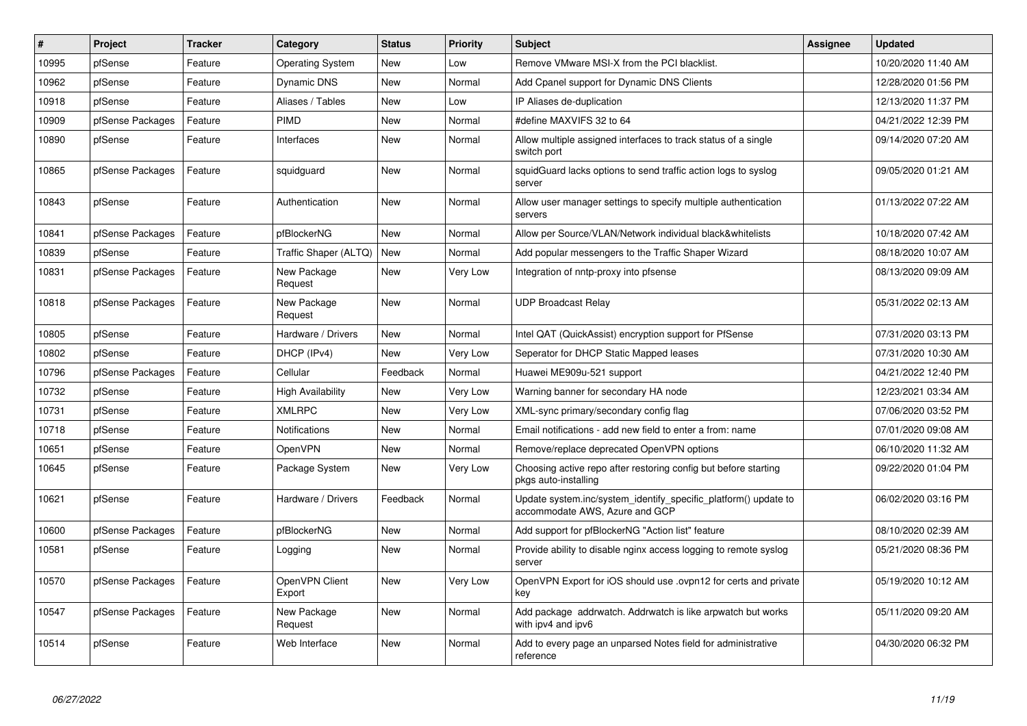| # | Project | Tracker | Category | Status | Priority | Subject | Assignee | Updated |
|---|---|---|---|---|---|---|---|---|
| 10995 | pfSense | Feature | Operating System | New | Low | Remove VMware MSI-X from the PCI blacklist. | | 10/20/2020 11:40 AM |
| 10962 | pfSense | Feature | Dynamic DNS | New | Normal | Add Cpanel support for Dynamic DNS Clients | | 12/28/2020 01:56 PM |
| 10918 | pfSense | Feature | Aliases / Tables | New | Low | IP Aliases de-duplication | | 12/13/2020 11:37 PM |
| 10909 | pfSense Packages | Feature | PIMD | New | Normal | #define MAXVIFS 32 to 64 | | 04/21/2022 12:39 PM |
| 10890 | pfSense | Feature | Interfaces | New | Normal | Allow multiple assigned interfaces to track status of a single switch port | | 09/14/2020 07:20 AM |
| 10865 | pfSense Packages | Feature | squidguard | New | Normal | squidGuard lacks options to send traffic action logs to syslog server | | 09/05/2020 01:21 AM |
| 10843 | pfSense | Feature | Authentication | New | Normal | Allow user manager settings to specify multiple authentication servers | | 01/13/2022 07:22 AM |
| 10841 | pfSense Packages | Feature | pfBlockerNG | New | Normal | Allow per Source/VLAN/Network individual black&whitelists | | 10/18/2020 07:42 AM |
| 10839 | pfSense | Feature | Traffic Shaper (ALTQ) | New | Normal | Add popular messengers to the Traffic Shaper Wizard | | 08/18/2020 10:07 AM |
| 10831 | pfSense Packages | Feature | New Package Request | New | Very Low | Integration of nntp-proxy into pfsense | | 08/13/2020 09:09 AM |
| 10818 | pfSense Packages | Feature | New Package Request | New | Normal | UDP Broadcast Relay | | 05/31/2022 02:13 AM |
| 10805 | pfSense | Feature | Hardware / Drivers | New | Normal | Intel QAT (QuickAssist) encryption support for PfSense | | 07/31/2020 03:13 PM |
| 10802 | pfSense | Feature | DHCP (IPv4) | New | Very Low | Seperator for DHCP Static Mapped leases | | 07/31/2020 10:30 AM |
| 10796 | pfSense Packages | Feature | Cellular | Feedback | Normal | Huawei ME909u-521 support | | 04/21/2022 12:40 PM |
| 10732 | pfSense | Feature | High Availability | New | Very Low | Warning banner for secondary HA node | | 12/23/2021 03:34 AM |
| 10731 | pfSense | Feature | XMLRPC | New | Very Low | XML-sync primary/secondary config flag | | 07/06/2020 03:52 PM |
| 10718 | pfSense | Feature | Notifications | New | Normal | Email notifications - add new field to enter a from: name | | 07/01/2020 09:08 AM |
| 10651 | pfSense | Feature | OpenVPN | New | Normal | Remove/replace deprecated OpenVPN options | | 06/10/2020 11:32 AM |
| 10645 | pfSense | Feature | Package System | New | Very Low | Choosing active repo after restoring config but before starting pkgs auto-installing | | 09/22/2020 01:04 PM |
| 10621 | pfSense | Feature | Hardware / Drivers | Feedback | Normal | Update system.inc/system_identify_specific_platform() update to accommodate AWS, Azure and GCP | | 06/02/2020 03:16 PM |
| 10600 | pfSense Packages | Feature | pfBlockerNG | New | Normal | Add support for pfBlockerNG "Action list" feature | | 08/10/2020 02:39 AM |
| 10581 | pfSense | Feature | Logging | New | Normal | Provide ability to disable nginx access logging to remote syslog server | | 05/21/2020 08:36 PM |
| 10570 | pfSense Packages | Feature | OpenVPN Client Export | New | Very Low | OpenVPN Export for iOS should use .ovpn12 for certs and private key | | 05/19/2020 10:12 AM |
| 10547 | pfSense Packages | Feature | New Package Request | New | Normal | Add package addrwatch. Addrwatch is like arpwatch but works with ipv4 and ipv6 | | 05/11/2020 09:20 AM |
| 10514 | pfSense | Feature | Web Interface | New | Normal | Add to every page an unparsed Notes field for administrative reference | | 04/30/2020 06:32 PM |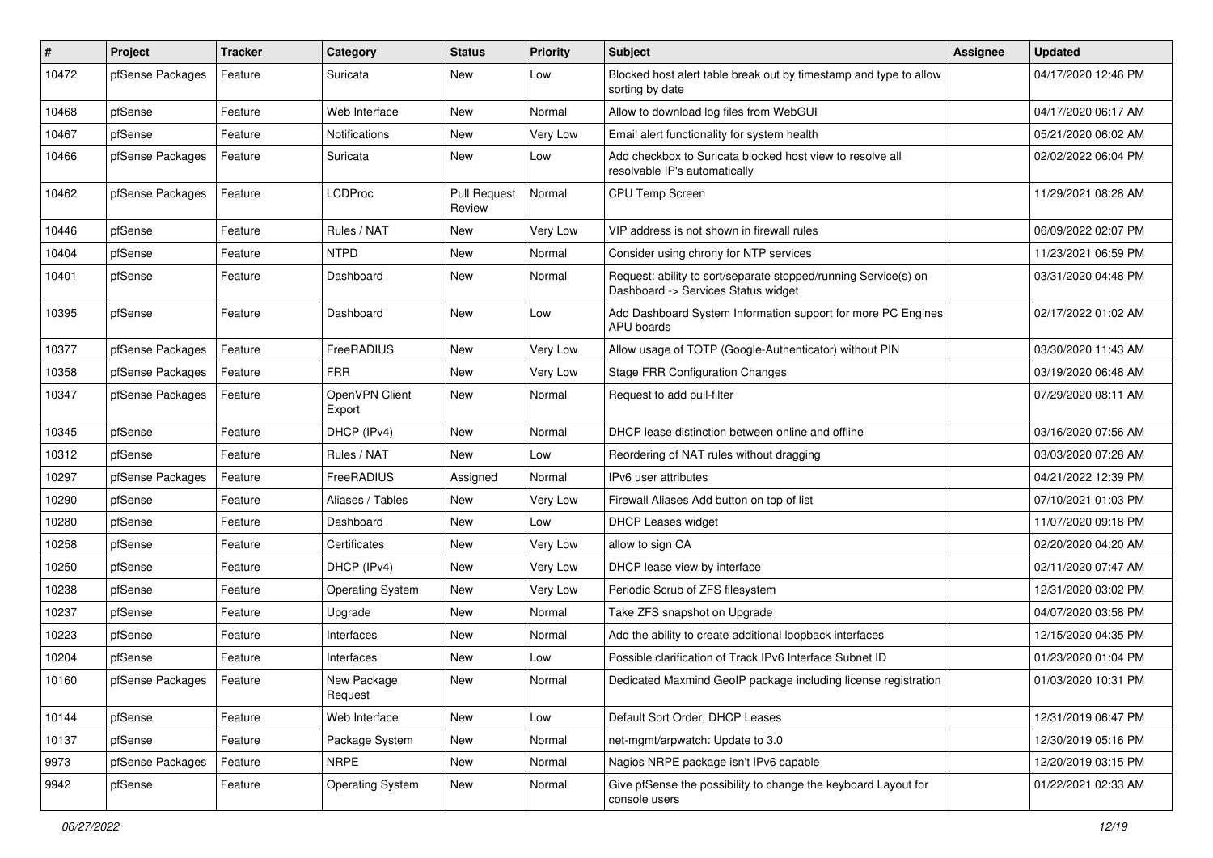| # | Project | Tracker | Category | Status | Priority | Subject | Assignee | Updated |
|---|---|---|---|---|---|---|---|---|
| 10472 | pfSense Packages | Feature | Suricata | New | Low | Blocked host alert table break out by timestamp and type to allow sorting by date | | 04/17/2020 12:46 PM |
| 10468 | pfSense | Feature | Web Interface | New | Normal | Allow to download log files from WebGUI | | 04/17/2020 06:17 AM |
| 10467 | pfSense | Feature | Notifications | New | Very Low | Email alert functionality for system health | | 05/21/2020 06:02 AM |
| 10466 | pfSense Packages | Feature | Suricata | New | Low | Add checkbox to Suricata blocked host view to resolve all resolvable IP's automatically | | 02/02/2022 06:04 PM |
| 10462 | pfSense Packages | Feature | LCDProc | Pull Request Review | Normal | CPU Temp Screen | | 11/29/2021 08:28 AM |
| 10446 | pfSense | Feature | Rules / NAT | New | Very Low | VIP address is not shown in firewall rules | | 06/09/2022 02:07 PM |
| 10404 | pfSense | Feature | NTPD | New | Normal | Consider using chrony for NTP services | | 11/23/2021 06:59 PM |
| 10401 | pfSense | Feature | Dashboard | New | Normal | Request: ability to sort/separate stopped/running Service(s) on Dashboard -> Services Status widget | | 03/31/2020 04:48 PM |
| 10395 | pfSense | Feature | Dashboard | New | Low | Add Dashboard System Information support for more PC Engines APU boards | | 02/17/2022 01:02 AM |
| 10377 | pfSense Packages | Feature | FreeRADIUS | New | Very Low | Allow usage of TOTP (Google-Authenticator) without PIN | | 03/30/2020 11:43 AM |
| 10358 | pfSense Packages | Feature | FRR | New | Very Low | Stage FRR Configuration Changes | | 03/19/2020 06:48 AM |
| 10347 | pfSense Packages | Feature | OpenVPN Client Export | New | Normal | Request to add pull-filter | | 07/29/2020 08:11 AM |
| 10345 | pfSense | Feature | DHCP (IPv4) | New | Normal | DHCP lease distinction between online and offline | | 03/16/2020 07:56 AM |
| 10312 | pfSense | Feature | Rules / NAT | New | Low | Reordering of NAT rules without dragging | | 03/03/2020 07:28 AM |
| 10297 | pfSense Packages | Feature | FreeRADIUS | Assigned | Normal | IPv6 user attributes | | 04/21/2022 12:39 PM |
| 10290 | pfSense | Feature | Aliases / Tables | New | Very Low | Firewall Aliases Add button on top of list | | 07/10/2021 01:03 PM |
| 10280 | pfSense | Feature | Dashboard | New | Low | DHCP Leases widget | | 11/07/2020 09:18 PM |
| 10258 | pfSense | Feature | Certificates | New | Very Low | allow to sign CA | | 02/20/2020 04:20 AM |
| 10250 | pfSense | Feature | DHCP (IPv4) | New | Very Low | DHCP lease view by interface | | 02/11/2020 07:47 AM |
| 10238 | pfSense | Feature | Operating System | New | Very Low | Periodic Scrub of ZFS filesystem | | 12/31/2020 03:02 PM |
| 10237 | pfSense | Feature | Upgrade | New | Normal | Take ZFS snapshot on Upgrade | | 04/07/2020 03:58 PM |
| 10223 | pfSense | Feature | Interfaces | New | Normal | Add the ability to create additional loopback interfaces | | 12/15/2020 04:35 PM |
| 10204 | pfSense | Feature | Interfaces | New | Low | Possible clarification of Track IPv6 Interface Subnet ID | | 01/23/2020 01:04 PM |
| 10160 | pfSense Packages | Feature | New Package Request | New | Normal | Dedicated Maxmind GeoIP package including license registration | | 01/03/2020 10:31 PM |
| 10144 | pfSense | Feature | Web Interface | New | Low | Default Sort Order, DHCP Leases | | 12/31/2019 06:47 PM |
| 10137 | pfSense | Feature | Package System | New | Normal | net-mgmt/arpwatch: Update to 3.0 | | 12/30/2019 05:16 PM |
| 9973 | pfSense Packages | Feature | NRPE | New | Normal | Nagios NRPE package isn't IPv6 capable | | 12/20/2019 03:15 PM |
| 9942 | pfSense | Feature | Operating System | New | Normal | Give pfSense the possibility to change the keyboard Layout for console users | | 01/22/2021 02:33 AM |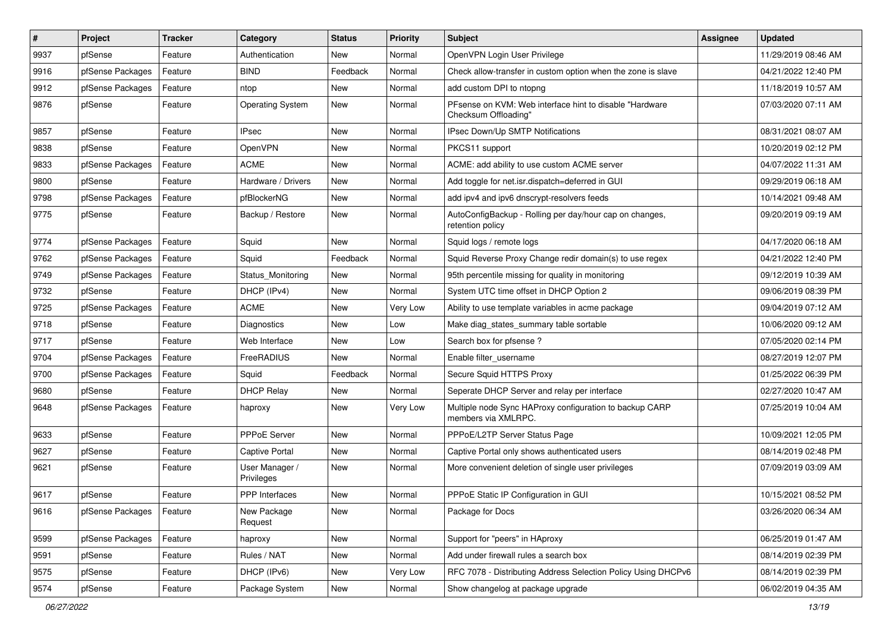| # | Project | Tracker | Category | Status | Priority | Subject | Assignee | Updated |
|---|---|---|---|---|---|---|---|---|
| 9937 | pfSense | Feature | Authentication | New | Normal | OpenVPN Login User Privilege | | 11/29/2019 08:46 AM |
| 9916 | pfSense Packages | Feature | BIND | Feedback | Normal | Check allow-transfer in custom option when the zone is slave | | 04/21/2022 12:40 PM |
| 9912 | pfSense Packages | Feature | ntop | New | Normal | add custom DPI to ntopng | | 11/18/2019 10:57 AM |
| 9876 | pfSense | Feature | Operating System | New | Normal | PFsense on KVM: Web interface hint to disable "Hardware Checksum Offloading" | | 07/03/2020 07:11 AM |
| 9857 | pfSense | Feature | IPsec | New | Normal | IPsec Down/Up SMTP Notifications | | 08/31/2021 08:07 AM |
| 9838 | pfSense | Feature | OpenVPN | New | Normal | PKCS11 support | | 10/20/2019 02:12 PM |
| 9833 | pfSense Packages | Feature | ACME | New | Normal | ACME: add ability to use custom ACME server | | 04/07/2022 11:31 AM |
| 9800 | pfSense | Feature | Hardware / Drivers | New | Normal | Add toggle for net.isr.dispatch=deferred in GUI | | 09/29/2019 06:18 AM |
| 9798 | pfSense Packages | Feature | pfBlockerNG | New | Normal | add ipv4 and ipv6 dnscrypt-resolvers feeds | | 10/14/2021 09:48 AM |
| 9775 | pfSense | Feature | Backup / Restore | New | Normal | AutoConfigBackup - Rolling per day/hour cap on changes, retention policy | | 09/20/2019 09:19 AM |
| 9774 | pfSense Packages | Feature | Squid | New | Normal | Squid logs / remote logs | | 04/17/2020 06:18 AM |
| 9762 | pfSense Packages | Feature | Squid | Feedback | Normal | Squid Reverse Proxy Change redir domain(s) to use regex | | 04/21/2022 12:40 PM |
| 9749 | pfSense Packages | Feature | Status_Monitoring | New | Normal | 95th percentile missing for quality in monitoring | | 09/12/2019 10:39 AM |
| 9732 | pfSense | Feature | DHCP (IPv4) | New | Normal | System UTC time offset in DHCP Option 2 | | 09/06/2019 08:39 PM |
| 9725 | pfSense Packages | Feature | ACME | New | Very Low | Ability to use template variables in acme package | | 09/04/2019 07:12 AM |
| 9718 | pfSense | Feature | Diagnostics | New | Low | Make diag_states_summary table sortable | | 10/06/2020 09:12 AM |
| 9717 | pfSense | Feature | Web Interface | New | Low | Search box for pfsense ? | | 07/05/2020 02:14 PM |
| 9704 | pfSense Packages | Feature | FreeRADIUS | New | Normal | Enable filter_username | | 08/27/2019 12:07 PM |
| 9700 | pfSense Packages | Feature | Squid | Feedback | Normal | Secure Squid HTTPS Proxy | | 01/25/2022 06:39 PM |
| 9680 | pfSense | Feature | DHCP Relay | New | Normal | Seperate DHCP Server and relay per interface | | 02/27/2020 10:47 AM |
| 9648 | pfSense Packages | Feature | haproxy | New | Very Low | Multiple node Sync HAProxy configuration to backup CARP members via XMLRPC. | | 07/25/2019 10:04 AM |
| 9633 | pfSense | Feature | PPPoE Server | New | Normal | PPPoE/L2TP Server Status Page | | 10/09/2021 12:05 PM |
| 9627 | pfSense | Feature | Captive Portal | New | Normal | Captive Portal only shows authenticated users | | 08/14/2019 02:48 PM |
| 9621 | pfSense | Feature | User Manager / Privileges | New | Normal | More convenient deletion of single user privileges | | 07/09/2019 03:09 AM |
| 9617 | pfSense | Feature | PPP Interfaces | New | Normal | PPPoE Static IP Configuration in GUI | | 10/15/2021 08:52 PM |
| 9616 | pfSense Packages | Feature | New Package Request | New | Normal | Package for Docs | | 03/26/2020 06:34 AM |
| 9599 | pfSense Packages | Feature | haproxy | New | Normal | Support for "peers" in HAproxy | | 06/25/2019 01:47 AM |
| 9591 | pfSense | Feature | Rules / NAT | New | Normal | Add under firewall rules a search box | | 08/14/2019 02:39 PM |
| 9575 | pfSense | Feature | DHCP (IPv6) | New | Very Low | RFC 7078 - Distributing Address Selection Policy Using DHCPv6 | | 08/14/2019 02:39 PM |
| 9574 | pfSense | Feature | Package System | New | Normal | Show changelog at package upgrade | | 06/02/2019 04:35 AM |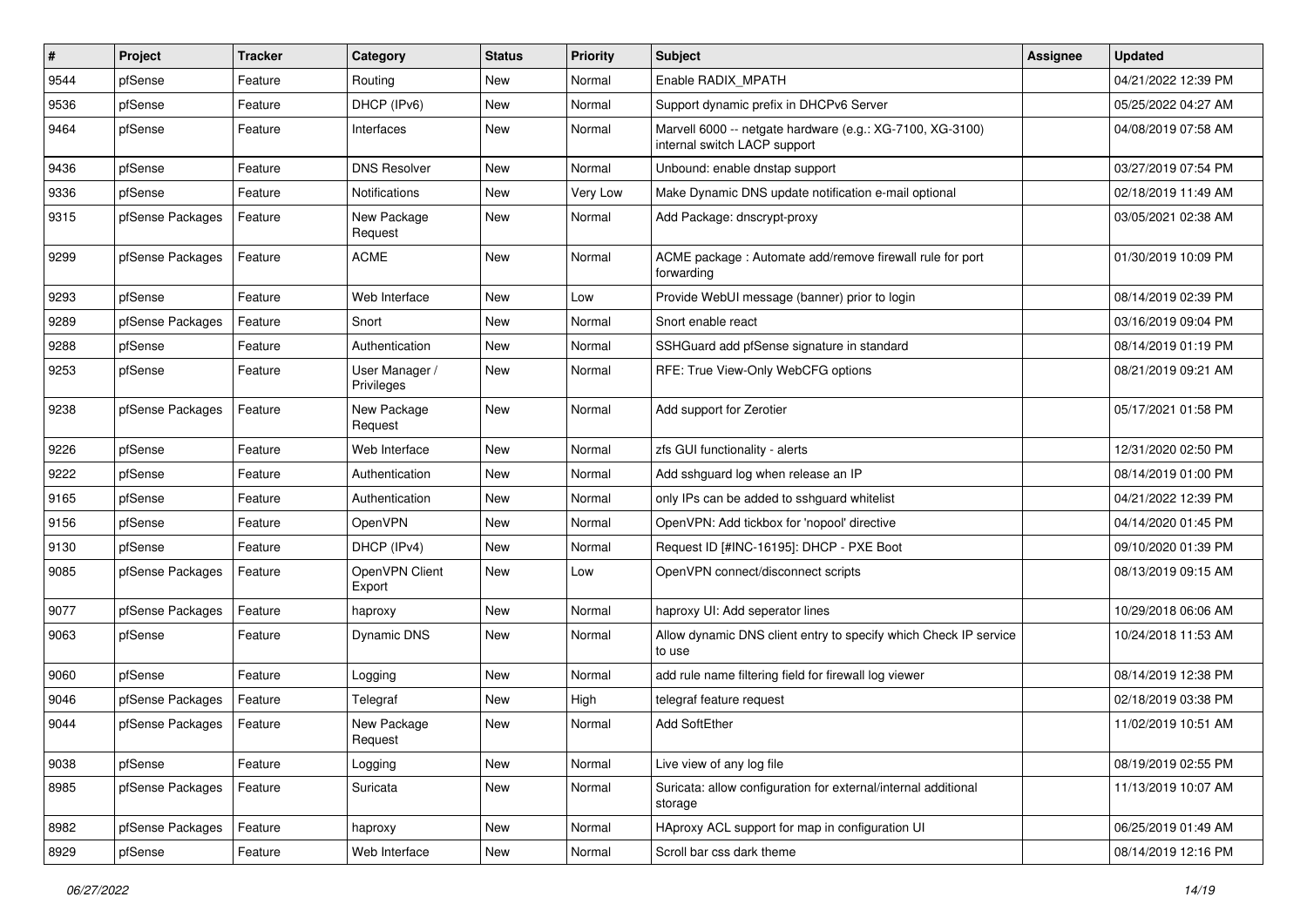| # | Project | Tracker | Category | Status | Priority | Subject | Assignee | Updated |
|---|---|---|---|---|---|---|---|---|
| 9544 | pfSense | Feature | Routing | New | Normal | Enable RADIX_MPATH | | 04/21/2022 12:39 PM |
| 9536 | pfSense | Feature | DHCP (IPv6) | New | Normal | Support dynamic prefix in DHCPv6 Server | | 05/25/2022 04:27 AM |
| 9464 | pfSense | Feature | Interfaces | New | Normal | Marvell 6000 -- netgate hardware (e.g.: XG-7100, XG-3100) internal switch LACP support | | 04/08/2019 07:58 AM |
| 9436 | pfSense | Feature | DNS Resolver | New | Normal | Unbound: enable dnstap support | | 03/27/2019 07:54 PM |
| 9336 | pfSense | Feature | Notifications | New | Very Low | Make Dynamic DNS update notification e-mail optional | | 02/18/2019 11:49 AM |
| 9315 | pfSense Packages | Feature | New Package Request | New | Normal | Add Package: dnscrypt-proxy | | 03/05/2021 02:38 AM |
| 9299 | pfSense Packages | Feature | ACME | New | Normal | ACME package : Automate add/remove firewall rule for port forwarding | | 01/30/2019 10:09 PM |
| 9293 | pfSense | Feature | Web Interface | New | Low | Provide WebUI message (banner) prior to login | | 08/14/2019 02:39 PM |
| 9289 | pfSense Packages | Feature | Snort | New | Normal | Snort enable react | | 03/16/2019 09:04 PM |
| 9288 | pfSense | Feature | Authentication | New | Normal | SSHGuard add pfSense signature in standard | | 08/14/2019 01:19 PM |
| 9253 | pfSense | Feature | User Manager / Privileges | New | Normal | RFE: True View-Only WebCFG options | | 08/21/2019 09:21 AM |
| 9238 | pfSense Packages | Feature | New Package Request | New | Normal | Add support for Zerotier | | 05/17/2021 01:58 PM |
| 9226 | pfSense | Feature | Web Interface | New | Normal | zfs GUI functionality - alerts | | 12/31/2020 02:50 PM |
| 9222 | pfSense | Feature | Authentication | New | Normal | Add sshguard log when release an IP | | 08/14/2019 01:00 PM |
| 9165 | pfSense | Feature | Authentication | New | Normal | only IPs can be added to sshguard whitelist | | 04/21/2022 12:39 PM |
| 9156 | pfSense | Feature | OpenVPN | New | Normal | OpenVPN: Add tickbox for 'nopool' directive | | 04/14/2020 01:45 PM |
| 9130 | pfSense | Feature | DHCP (IPv4) | New | Normal | Request ID [#INC-16195]: DHCP - PXE Boot | | 09/10/2020 01:39 PM |
| 9085 | pfSense Packages | Feature | OpenVPN Client Export | New | Low | OpenVPN connect/disconnect scripts | | 08/13/2019 09:15 AM |
| 9077 | pfSense Packages | Feature | haproxy | New | Normal | haproxy UI: Add seperator lines | | 10/29/2018 06:06 AM |
| 9063 | pfSense | Feature | Dynamic DNS | New | Normal | Allow dynamic DNS client entry to specify which Check IP service to use | | 10/24/2018 11:53 AM |
| 9060 | pfSense | Feature | Logging | New | Normal | add rule name filtering field for firewall log viewer | | 08/14/2019 12:38 PM |
| 9046 | pfSense Packages | Feature | Telegraf | New | High | telegraf feature request | | 02/18/2019 03:38 PM |
| 9044 | pfSense Packages | Feature | New Package Request | New | Normal | Add SoftEther | | 11/02/2019 10:51 AM |
| 9038 | pfSense | Feature | Logging | New | Normal | Live view of any log file | | 08/19/2019 02:55 PM |
| 8985 | pfSense Packages | Feature | Suricata | New | Normal | Suricata: allow configuration for external/internal additional storage | | 11/13/2019 10:07 AM |
| 8982 | pfSense Packages | Feature | haproxy | New | Normal | HAproxy ACL support for map in configuration UI | | 06/25/2019 01:49 AM |
| 8929 | pfSense | Feature | Web Interface | New | Normal | Scroll bar css dark theme | | 08/14/2019 12:16 PM |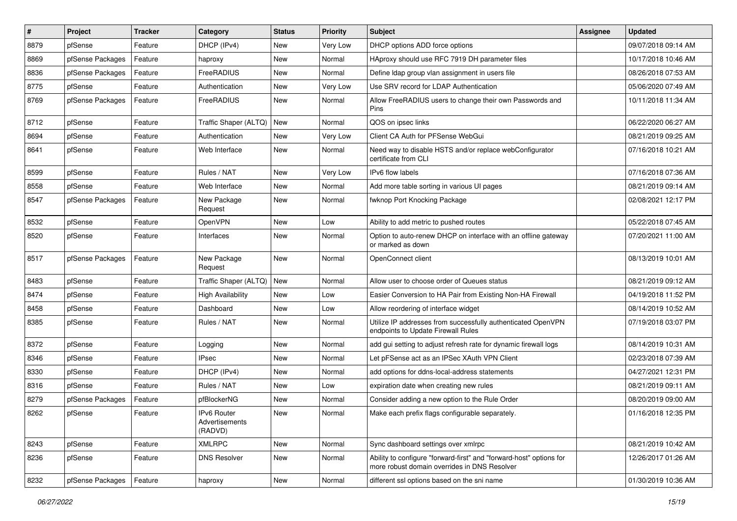| # | Project | Tracker | Category | Status | Priority | Subject | Assignee | Updated |
|---|---|---|---|---|---|---|---|---|
| 8879 | pfSense | Feature | DHCP (IPv4) | New | Very Low | DHCP options ADD force options | | 09/07/2018 09:14 AM |
| 8869 | pfSense Packages | Feature | haproxy | New | Normal | HAproxy should use RFC 7919 DH parameter files | | 10/17/2018 10:46 AM |
| 8836 | pfSense Packages | Feature | FreeRADIUS | New | Normal | Define ldap group vlan assignment in users file | | 08/26/2018 07:53 AM |
| 8775 | pfSense | Feature | Authentication | New | Very Low | Use SRV record for LDAP Authentication | | 05/06/2020 07:49 AM |
| 8769 | pfSense Packages | Feature | FreeRADIUS | New | Normal | Allow FreeRADIUS users to change their own Passwords and Pins | | 10/11/2018 11:34 AM |
| 8712 | pfSense | Feature | Traffic Shaper (ALTQ) | New | Normal | QOS on ipsec links | | 06/22/2020 06:27 AM |
| 8694 | pfSense | Feature | Authentication | New | Very Low | Client CA Auth for PFSense WebGui | | 08/21/2019 09:25 AM |
| 8641 | pfSense | Feature | Web Interface | New | Normal | Need way to disable HSTS and/or replace webConfigurator certificate from CLI | | 07/16/2018 10:21 AM |
| 8599 | pfSense | Feature | Rules / NAT | New | Very Low | IPv6 flow labels | | 07/16/2018 07:36 AM |
| 8558 | pfSense | Feature | Web Interface | New | Normal | Add more table sorting in various UI pages | | 08/21/2019 09:14 AM |
| 8547 | pfSense Packages | Feature | New Package Request | New | Normal | fwknop Port Knocking Package | | 02/08/2021 12:17 PM |
| 8532 | pfSense | Feature | OpenVPN | New | Low | Ability to add metric to pushed routes | | 05/22/2018 07:45 AM |
| 8520 | pfSense | Feature | Interfaces | New | Normal | Option to auto-renew DHCP on interface with an offline gateway or marked as down | | 07/20/2021 11:00 AM |
| 8517 | pfSense Packages | Feature | New Package Request | New | Normal | OpenConnect client | | 08/13/2019 10:01 AM |
| 8483 | pfSense | Feature | Traffic Shaper (ALTQ) | New | Normal | Allow user to choose order of Queues status | | 08/21/2019 09:12 AM |
| 8474 | pfSense | Feature | High Availability | New | Low | Easier Conversion to HA Pair from Existing Non-HA Firewall | | 04/19/2018 11:52 PM |
| 8458 | pfSense | Feature | Dashboard | New | Low | Allow reordering of interface widget | | 08/14/2019 10:52 AM |
| 8385 | pfSense | Feature | Rules / NAT | New | Normal | Utilize IP addresses from successfully authenticated OpenVPN endpoints to Update Firewall Rules | | 07/19/2018 03:07 PM |
| 8372 | pfSense | Feature | Logging | New | Normal | add gui setting to adjust refresh rate for dynamic firewall logs | | 08/14/2019 10:31 AM |
| 8346 | pfSense | Feature | IPsec | New | Normal | Let pFSense act as an IPSec XAuth VPN Client | | 02/23/2018 07:39 AM |
| 8330 | pfSense | Feature | DHCP (IPv4) | New | Normal | add options for ddns-local-address statements | | 04/27/2021 12:31 PM |
| 8316 | pfSense | Feature | Rules / NAT | New | Low | expiration date when creating new rules | | 08/21/2019 09:11 AM |
| 8279 | pfSense Packages | Feature | pfBlockerNG | New | Normal | Consider adding a new option to the Rule Order | | 08/20/2019 09:00 AM |
| 8262 | pfSense | Feature | IPv6 Router Advertisements (RADVD) | New | Normal | Make each prefix flags configurable separately. | | 01/16/2018 12:35 PM |
| 8243 | pfSense | Feature | XMLRPC | New | Normal | Sync dashboard settings over xmlrpc | | 08/21/2019 10:42 AM |
| 8236 | pfSense | Feature | DNS Resolver | New | Normal | Ability to configure "forward-first" and "forward-host" options for more robust domain overrides in DNS Resolver | | 12/26/2017 01:26 AM |
| 8232 | pfSense Packages | Feature | haproxy | New | Normal | different ssl options based on the sni name | | 01/30/2019 10:36 AM |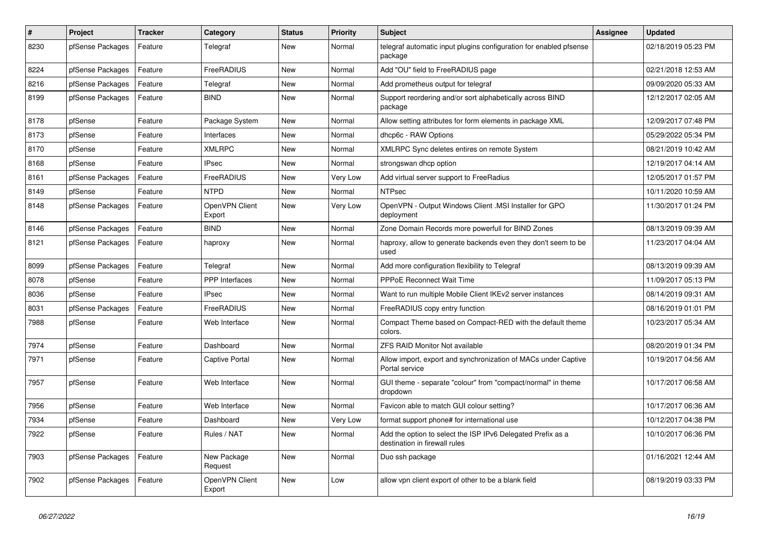| # | Project | Tracker | Category | Status | Priority | Subject | Assignee | Updated |
|---|---|---|---|---|---|---|---|---|
| 8230 | pfSense Packages | Feature | Telegraf | New | Normal | telegraf automatic input plugins configuration for enabled pfsense package | | 02/18/2019 05:23 PM |
| 8224 | pfSense Packages | Feature | FreeRADIUS | New | Normal | Add "OU" field to FreeRADIUS page | | 02/21/2018 12:53 AM |
| 8216 | pfSense Packages | Feature | Telegraf | New | Normal | Add prometheus output for telegraf | | 09/09/2020 05:33 AM |
| 8199 | pfSense Packages | Feature | BIND | New | Normal | Support reordering and/or sort alphabetically across BIND package | | 12/12/2017 02:05 AM |
| 8178 | pfSense | Feature | Package System | New | Normal | Allow setting attributes for form elements in package XML | | 12/09/2017 07:48 PM |
| 8173 | pfSense | Feature | Interfaces | New | Normal | dhcp6c - RAW Options | | 05/29/2022 05:34 PM |
| 8170 | pfSense | Feature | XMLRPC | New | Normal | XMLRPC Sync deletes entires on remote System | | 08/21/2019 10:42 AM |
| 8168 | pfSense | Feature | IPsec | New | Normal | strongswan dhcp option | | 12/19/2017 04:14 AM |
| 8161 | pfSense Packages | Feature | FreeRADIUS | New | Very Low | Add virtual server support to FreeRadius | | 12/05/2017 01:57 PM |
| 8149 | pfSense | Feature | NTPD | New | Normal | NTPsec | | 10/11/2020 10:59 AM |
| 8148 | pfSense Packages | Feature | OpenVPN Client Export | New | Very Low | OpenVPN - Output Windows Client .MSI Installer for GPO deployment | | 11/30/2017 01:24 PM |
| 8146 | pfSense Packages | Feature | BIND | New | Normal | Zone Domain Records more powerfull for BIND Zones | | 08/13/2019 09:39 AM |
| 8121 | pfSense Packages | Feature | haproxy | New | Normal | haproxy, allow to generate backends even they don't seem to be used | | 11/23/2017 04:04 AM |
| 8099 | pfSense Packages | Feature | Telegraf | New | Normal | Add more configuration flexibility to Telegraf | | 08/13/2019 09:39 AM |
| 8078 | pfSense | Feature | PPP Interfaces | New | Normal | PPPoE Reconnect Wait Time | | 11/09/2017 05:13 PM |
| 8036 | pfSense | Feature | IPsec | New | Normal | Want to run multiple Mobile Client IKEv2 server instances | | 08/14/2019 09:31 AM |
| 8031 | pfSense Packages | Feature | FreeRADIUS | New | Normal | FreeRADIUS copy entry function | | 08/16/2019 01:01 PM |
| 7988 | pfSense | Feature | Web Interface | New | Normal | Compact Theme based on Compact-RED with the default theme colors. | | 10/23/2017 05:34 AM |
| 7974 | pfSense | Feature | Dashboard | New | Normal | ZFS RAID Monitor Not available | | 08/20/2019 01:34 PM |
| 7971 | pfSense | Feature | Captive Portal | New | Normal | Allow import, export and synchronization of MACs under Captive Portal service | | 10/19/2017 04:56 AM |
| 7957 | pfSense | Feature | Web Interface | New | Normal | GUI theme - separate "colour" from "compact/normal" in theme dropdown | | 10/17/2017 06:58 AM |
| 7956 | pfSense | Feature | Web Interface | New | Normal | Favicon able to match GUI colour setting? | | 10/17/2017 06:36 AM |
| 7934 | pfSense | Feature | Dashboard | New | Very Low | format support phone# for international use | | 10/12/2017 04:38 PM |
| 7922 | pfSense | Feature | Rules / NAT | New | Normal | Add the option to select the ISP IPv6 Delegated Prefix as a destination in firewall rules | | 10/10/2017 06:36 PM |
| 7903 | pfSense Packages | Feature | New Package Request | New | Normal | Duo ssh package | | 01/16/2021 12:44 AM |
| 7902 | pfSense Packages | Feature | OpenVPN Client Export | New | Low | allow vpn client export of other to be a blank field | | 08/19/2019 03:33 PM |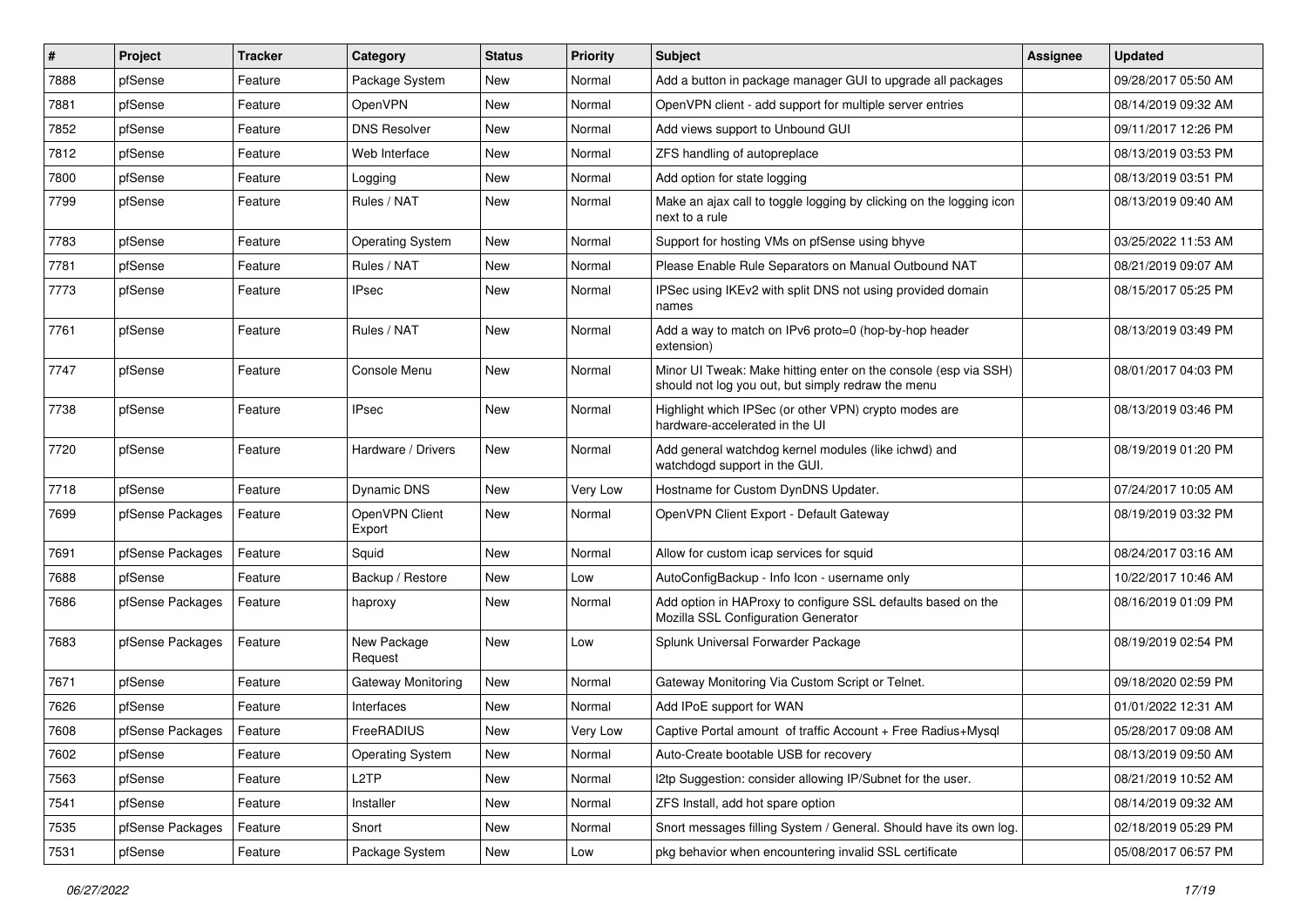| # | Project | Tracker | Category | Status | Priority | Subject | Assignee | Updated |
|---|---|---|---|---|---|---|---|---|
| 7888 | pfSense | Feature | Package System | New | Normal | Add a button in package manager GUI to upgrade all packages | | 09/28/2017 05:50 AM |
| 7881 | pfSense | Feature | OpenVPN | New | Normal | OpenVPN client - add support for multiple server entries | | 08/14/2019 09:32 AM |
| 7852 | pfSense | Feature | DNS Resolver | New | Normal | Add views support to Unbound GUI | | 09/11/2017 12:26 PM |
| 7812 | pfSense | Feature | Web Interface | New | Normal | ZFS handling of autopreplace | | 08/13/2019 03:53 PM |
| 7800 | pfSense | Feature | Logging | New | Normal | Add option for state logging | | 08/13/2019 03:51 PM |
| 7799 | pfSense | Feature | Rules / NAT | New | Normal | Make an ajax call to toggle logging by clicking on the logging icon next to a rule | | 08/13/2019 09:40 AM |
| 7783 | pfSense | Feature | Operating System | New | Normal | Support for hosting VMs on pfSense using bhyve | | 03/25/2022 11:53 AM |
| 7781 | pfSense | Feature | Rules / NAT | New | Normal | Please Enable Rule Separators on Manual Outbound NAT | | 08/21/2019 09:07 AM |
| 7773 | pfSense | Feature | IPsec | New | Normal | IPSec using IKEv2 with split DNS not using provided domain names | | 08/15/2017 05:25 PM |
| 7761 | pfSense | Feature | Rules / NAT | New | Normal | Add a way to match on IPv6 proto=0 (hop-by-hop header extension) | | 08/13/2019 03:49 PM |
| 7747 | pfSense | Feature | Console Menu | New | Normal | Minor UI Tweak: Make hitting enter on the console (esp via SSH) should not log you out, but simply redraw the menu | | 08/01/2017 04:03 PM |
| 7738 | pfSense | Feature | IPsec | New | Normal | Highlight which IPSec (or other VPN) crypto modes are hardware-accelerated in the UI | | 08/13/2019 03:46 PM |
| 7720 | pfSense | Feature | Hardware / Drivers | New | Normal | Add general watchdog kernel modules (like ichwd) and watchdogd support in the GUI. | | 08/19/2019 01:20 PM |
| 7718 | pfSense | Feature | Dynamic DNS | New | Very Low | Hostname for Custom DynDNS Updater. | | 07/24/2017 10:05 AM |
| 7699 | pfSense Packages | Feature | OpenVPN Client Export | New | Normal | OpenVPN Client Export - Default Gateway | | 08/19/2019 03:32 PM |
| 7691 | pfSense Packages | Feature | Squid | New | Normal | Allow for custom icap services for squid | | 08/24/2017 03:16 AM |
| 7688 | pfSense | Feature | Backup / Restore | New | Low | AutoConfigBackup - Info Icon - username only | | 10/22/2017 10:46 AM |
| 7686 | pfSense Packages | Feature | haproxy | New | Normal | Add option in HAProxy to configure SSL defaults based on the Mozilla SSL Configuration Generator | | 08/16/2019 01:09 PM |
| 7683 | pfSense Packages | Feature | New Package Request | New | Low | Splunk Universal Forwarder Package | | 08/19/2019 02:54 PM |
| 7671 | pfSense | Feature | Gateway Monitoring | New | Normal | Gateway Monitoring Via Custom Script or Telnet. | | 09/18/2020 02:59 PM |
| 7626 | pfSense | Feature | Interfaces | New | Normal | Add IPoE support for WAN | | 01/01/2022 12:31 AM |
| 7608 | pfSense Packages | Feature | FreeRADIUS | New | Very Low | Captive Portal amount of traffic Account + Free Radius+Mysql | | 05/28/2017 09:08 AM |
| 7602 | pfSense | Feature | Operating System | New | Normal | Auto-Create bootable USB for recovery | | 08/13/2019 09:50 AM |
| 7563 | pfSense | Feature | L2TP | New | Normal | l2tp Suggestion: consider allowing IP/Subnet for the user. | | 08/21/2019 10:52 AM |
| 7541 | pfSense | Feature | Installer | New | Normal | ZFS Install, add hot spare option | | 08/14/2019 09:32 AM |
| 7535 | pfSense Packages | Feature | Snort | New | Normal | Snort messages filling System / General. Should have its own log. | | 02/18/2019 05:29 PM |
| 7531 | pfSense | Feature | Package System | New | Low | pkg behavior when encountering invalid SSL certificate | | 05/08/2017 06:57 PM |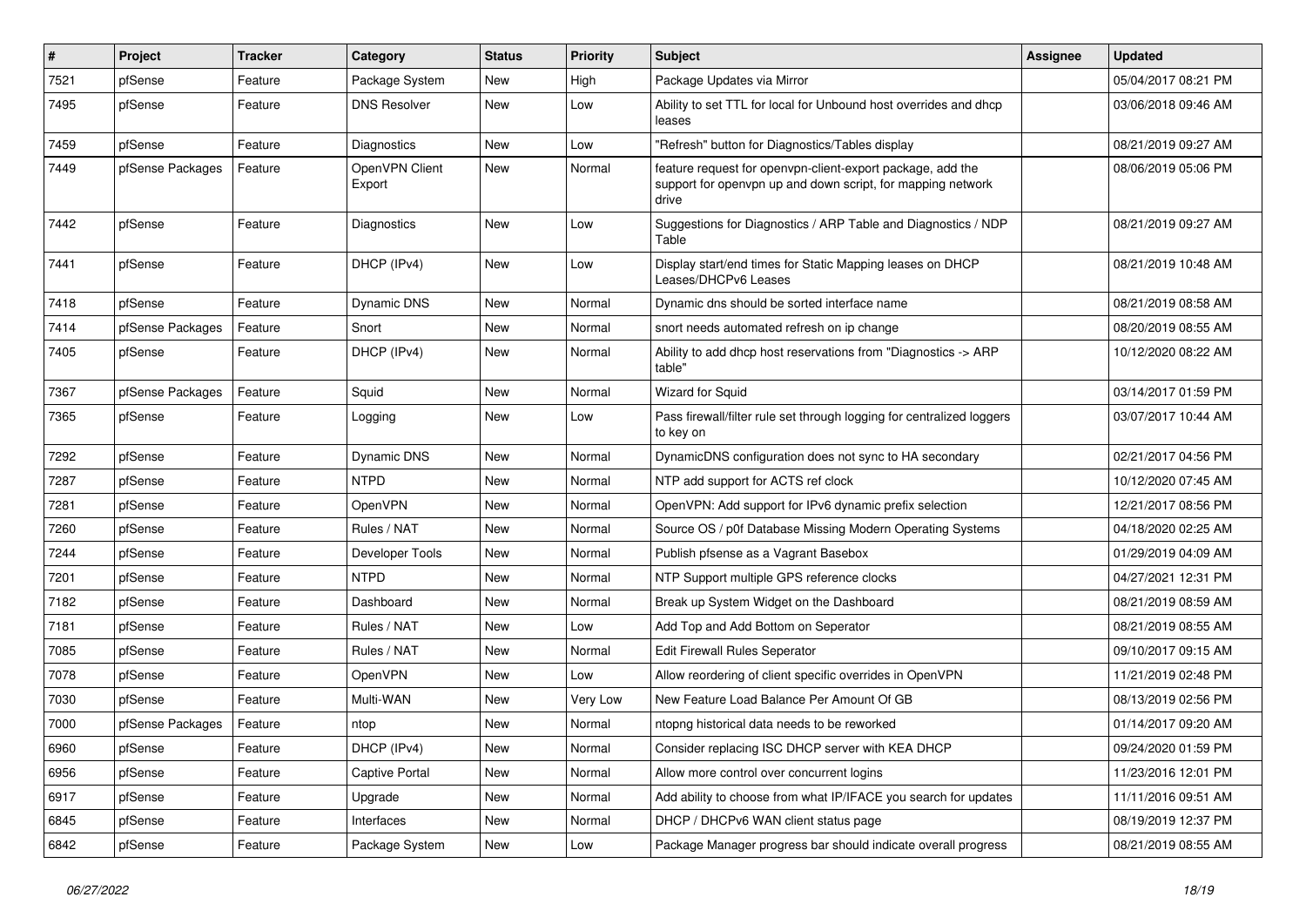| # | Project | Tracker | Category | Status | Priority | Subject | Assignee | Updated |
|---|---|---|---|---|---|---|---|---|
| 7521 | pfSense | Feature | Package System | New | High | Package Updates via Mirror | | 05/04/2017 08:21 PM |
| 7495 | pfSense | Feature | DNS Resolver | New | Low | Ability to set TTL for local for Unbound host overrides and dhcp leases | | 03/06/2018 09:46 AM |
| 7459 | pfSense | Feature | Diagnostics | New | Low | "Refresh" button for Diagnostics/Tables display | | 08/21/2019 09:27 AM |
| 7449 | pfSense Packages | Feature | OpenVPN Client Export | New | Normal | feature request for openvpn-client-export package, add the support for openvpn up and down script, for mapping network drive | | 08/06/2019 05:06 PM |
| 7442 | pfSense | Feature | Diagnostics | New | Low | Suggestions for Diagnostics / ARP Table and Diagnostics / NDP Table | | 08/21/2019 09:27 AM |
| 7441 | pfSense | Feature | DHCP (IPv4) | New | Low | Display start/end times for Static Mapping leases on DHCP Leases/DHCPv6 Leases | | 08/21/2019 10:48 AM |
| 7418 | pfSense | Feature | Dynamic DNS | New | Normal | Dynamic dns should be sorted interface name | | 08/21/2019 08:58 AM |
| 7414 | pfSense Packages | Feature | Snort | New | Normal | snort needs automated refresh on ip change | | 08/20/2019 08:55 AM |
| 7405 | pfSense | Feature | DHCP (IPv4) | New | Normal | Ability to add dhcp host reservations from "Diagnostics -> ARP table" | | 10/12/2020 08:22 AM |
| 7367 | pfSense Packages | Feature | Squid | New | Normal | Wizard for Squid | | 03/14/2017 01:59 PM |
| 7365 | pfSense | Feature | Logging | New | Low | Pass firewall/filter rule set through logging for centralized loggers to key on | | 03/07/2017 10:44 AM |
| 7292 | pfSense | Feature | Dynamic DNS | New | Normal | DynamicDNS configuration does not sync to HA secondary | | 02/21/2017 04:56 PM |
| 7287 | pfSense | Feature | NTPD | New | Normal | NTP add support for ACTS ref clock | | 10/12/2020 07:45 AM |
| 7281 | pfSense | Feature | OpenVPN | New | Normal | OpenVPN: Add support for IPv6 dynamic prefix selection | | 12/21/2017 08:56 PM |
| 7260 | pfSense | Feature | Rules / NAT | New | Normal | Source OS / p0f Database Missing Modern Operating Systems | | 04/18/2020 02:25 AM |
| 7244 | pfSense | Feature | Developer Tools | New | Normal | Publish pfsense as a Vagrant Basebox | | 01/29/2019 04:09 AM |
| 7201 | pfSense | Feature | NTPD | New | Normal | NTP Support multiple GPS reference clocks | | 04/27/2021 12:31 PM |
| 7182 | pfSense | Feature | Dashboard | New | Normal | Break up System Widget on the Dashboard | | 08/21/2019 08:59 AM |
| 7181 | pfSense | Feature | Rules / NAT | New | Low | Add Top and Add Bottom on Seperator | | 08/21/2019 08:55 AM |
| 7085 | pfSense | Feature | Rules / NAT | New | Normal | Edit Firewall Rules Seperator | | 09/10/2017 09:15 AM |
| 7078 | pfSense | Feature | OpenVPN | New | Low | Allow reordering of client specific overrides in OpenVPN | | 11/21/2019 02:48 PM |
| 7030 | pfSense | Feature | Multi-WAN | New | Very Low | New Feature Load Balance Per Amount Of GB | | 08/13/2019 02:56 PM |
| 7000 | pfSense Packages | Feature | ntop | New | Normal | ntopng historical data needs to be reworked | | 01/14/2017 09:20 AM |
| 6960 | pfSense | Feature | DHCP (IPv4) | New | Normal | Consider replacing ISC DHCP server with KEA DHCP | | 09/24/2020 01:59 PM |
| 6956 | pfSense | Feature | Captive Portal | New | Normal | Allow more control over concurrent logins | | 11/23/2016 12:01 PM |
| 6917 | pfSense | Feature | Upgrade | New | Normal | Add ability to choose from what IP/IFACE you search for updates | | 11/11/2016 09:51 AM |
| 6845 | pfSense | Feature | Interfaces | New | Normal | DHCP / DHCPv6 WAN client status page | | 08/19/2019 12:37 PM |
| 6842 | pfSense | Feature | Package System | New | Low | Package Manager progress bar should indicate overall progress | | 08/21/2019 08:55 AM |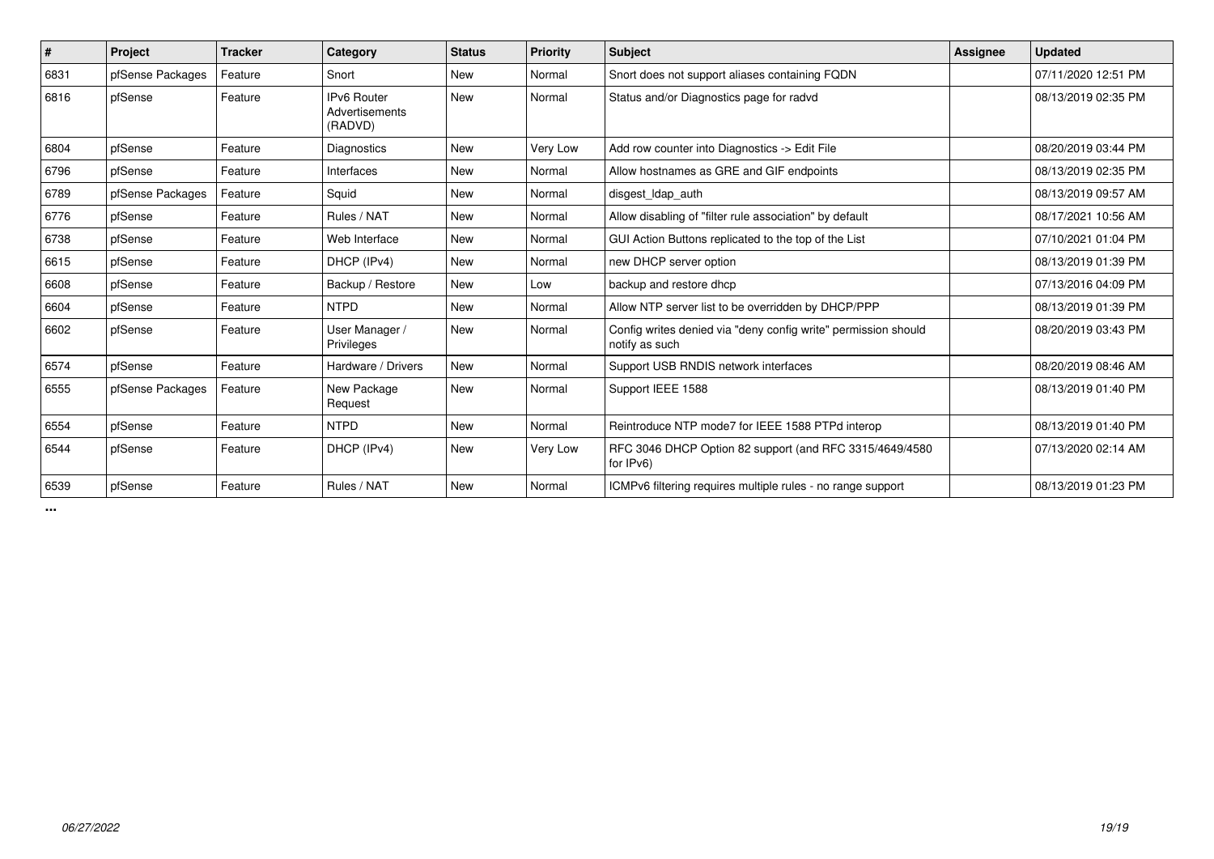| # | Project | Tracker | Category | Status | Priority | Subject | Assignee | Updated |
|---|---|---|---|---|---|---|---|---|
| 6831 | pfSense Packages | Feature | Snort | New | Normal | Snort does not support aliases containing FQDN | | 07/11/2020 12:51 PM |
| 6816 | pfSense | Feature | IPv6 Router Advertisements (RADVD) | New | Normal | Status and/or Diagnostics page for radvd | | 08/13/2019 02:35 PM |
| 6804 | pfSense | Feature | Diagnostics | New | Very Low | Add row counter into Diagnostics -> Edit File | | 08/20/2019 03:44 PM |
| 6796 | pfSense | Feature | Interfaces | New | Normal | Allow hostnames as GRE and GIF endpoints | | 08/13/2019 02:35 PM |
| 6789 | pfSense Packages | Feature | Squid | New | Normal | disgest_ldap_auth | | 08/13/2019 09:57 AM |
| 6776 | pfSense | Feature | Rules / NAT | New | Normal | Allow disabling of "filter rule association" by default | | 08/17/2021 10:56 AM |
| 6738 | pfSense | Feature | Web Interface | New | Normal | GUI Action Buttons replicated to the top of the List | | 07/10/2021 01:04 PM |
| 6615 | pfSense | Feature | DHCP (IPv4) | New | Normal | new DHCP server option | | 08/13/2019 01:39 PM |
| 6608 | pfSense | Feature | Backup / Restore | New | Low | backup and restore dhcp | | 07/13/2016 04:09 PM |
| 6604 | pfSense | Feature | NTPD | New | Normal | Allow NTP server list to be overridden by DHCP/PPP | | 08/13/2019 01:39 PM |
| 6602 | pfSense | Feature | User Manager / Privileges | New | Normal | Config writes denied via "deny config write" permission should notify as such | | 08/20/2019 03:43 PM |
| 6574 | pfSense | Feature | Hardware / Drivers | New | Normal | Support USB RNDIS network interfaces | | 08/20/2019 08:46 AM |
| 6555 | pfSense Packages | Feature | New Package Request | New | Normal | Support IEEE 1588 | | 08/13/2019 01:40 PM |
| 6554 | pfSense | Feature | NTPD | New | Normal | Reintroduce NTP mode7 for IEEE 1588 PTPd interop | | 08/13/2019 01:40 PM |
| 6544 | pfSense | Feature | DHCP (IPv4) | New | Very Low | RFC 3046 DHCP Option 82 support (and RFC 3315/4649/4580 for IPv6) | | 07/13/2020 02:14 AM |
| 6539 | pfSense | Feature | Rules / NAT | New | Normal | ICMPv6 filtering requires multiple rules - no range support | | 08/13/2019 01:23 PM |

...